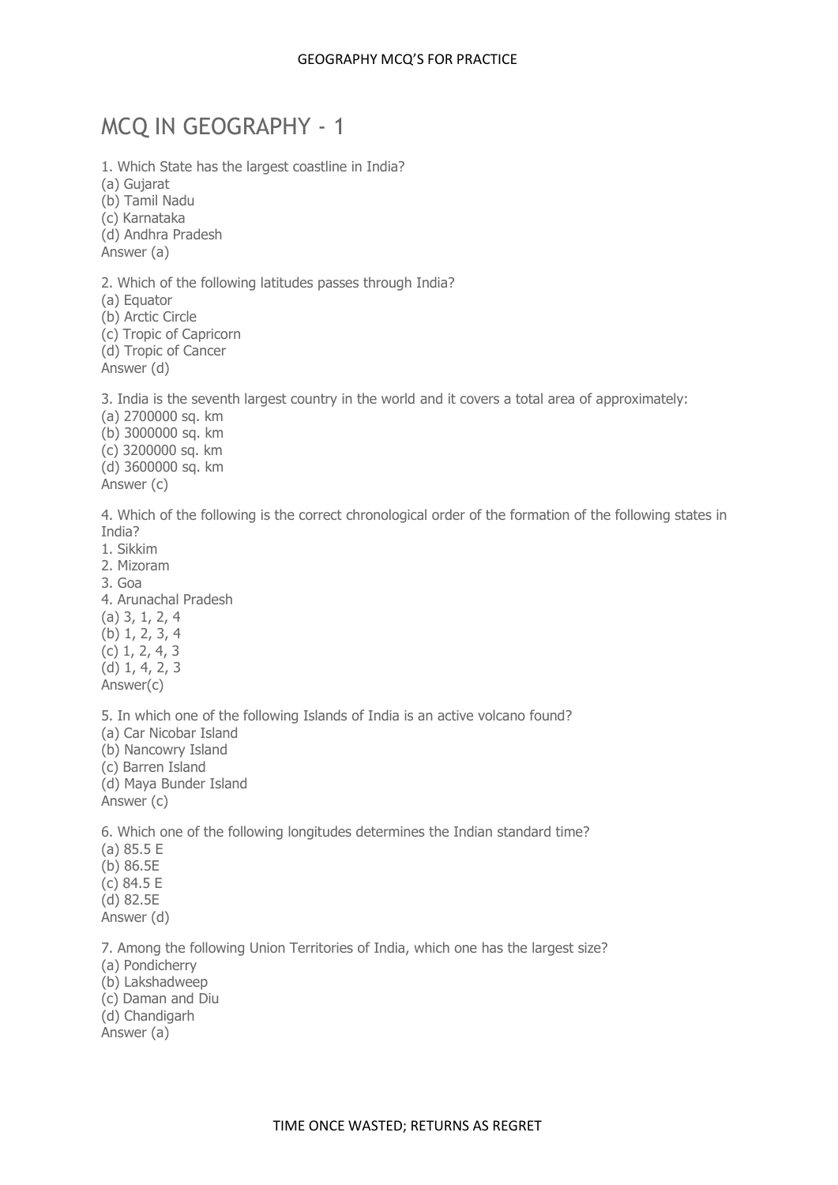# MCQ IN GEOGRAPHY - 1

1. Which State has the largest coastline in India?
(a) Gujarat
(b) Tamil Nadu
(c) Karnataka
(d) Andhra Pradesh
Answer (a)

2. Which of the following latitudes passes through India?
(a) Equator
(b) Arctic Circle
(c) Tropic of Capricorn
(d) Tropic of Cancer
Answer (d)

3. India is the seventh largest country in the world and it covers a total area of approximately:
(a) 2700000 sq. km
(b) 3000000 sq. km
(c) 3200000 sq. km
(d) 3600000 sq. km
Answer (c)

4. Which of the following is the correct chronological order of the formation of the following states in India?
1. Sikkim
2. Mizoram
3. Goa
4. Arunachal Pradesh
(a) 3, 1, 2, 4
(b) 1, 2, 3, 4
(c) 1, 2, 4, 3
(d) 1, 4, 2, 3
Answer(c)

5. In which one of the following Islands of India is an active volcano found?
(a) Car Nicobar Island
(b) Nancowry Island
(c) Barren Island
(d) Maya Bunder Island
Answer (c)

6. Which one of the following longitudes determines the Indian standard time?
(a) 85.5 E
(b) 86.5E
(c) 84.5 E
(d) 82.5E
Answer (d)

7. Among the following Union Territories of India, which one has the largest size?
(a) Pondicherry
(b) Lakshadweep
(c) Daman and Diu
(d) Chandigarh
Answer (a)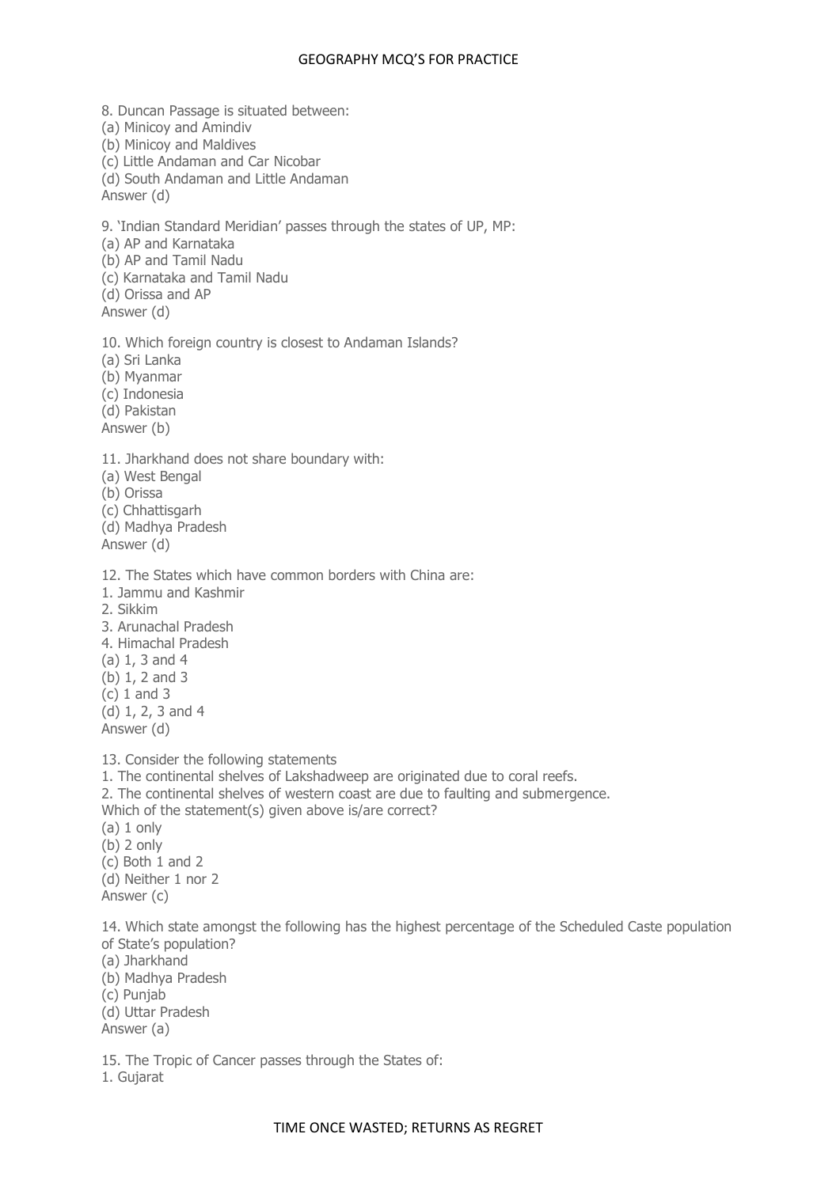8. Duncan Passage is situated between:
(a) Minicoy and Amindiv
(b) Minicoy and Maldives
(c) Little Andaman and Car Nicobar
(d) South Andaman and Little Andaman
Answer (d)

9. 'Indian Standard Meridian' passes through the states of UP, MP:
(a) AP and Karnataka
(b) AP and Tamil Nadu
(c) Karnataka and Tamil Nadu
(d) Orissa and AP
Answer (d)

10. Which foreign country is closest to Andaman Islands?
(a) Sri Lanka
(b) Myanmar
(c) Indonesia
(d) Pakistan
Answer (b)

11. Jharkhand does not share boundary with:
(a) West Bengal
(b) Orissa
(c) Chhattisgarh
(d) Madhya Pradesh
Answer (d)

12. The States which have common borders with China are:
1. Jammu and Kashmir
2. Sikkim
3. Arunachal Pradesh
4. Himachal Pradesh
(a) 1, 3 and 4
(b) 1, 2 and 3
(c) 1 and 3
(d) 1, 2, 3 and 4
Answer (d)

13. Consider the following statements
1. The continental shelves of Lakshadweep are originated due to coral reefs.
2. The continental shelves of western coast are due to faulting and submergence.
Which of the statement(s) given above is/are correct?
(a) 1 only
(b) 2 only
(c) Both 1 and 2
(d) Neither 1 nor 2
Answer (c)

14. Which state amongst the following has the highest percentage of the Scheduled Caste population of State's population?
(a) Jharkhand
(b) Madhya Pradesh
(c) Punjab
(d) Uttar Pradesh
Answer (a)

15. The Tropic of Cancer passes through the States of:
1. Gujarat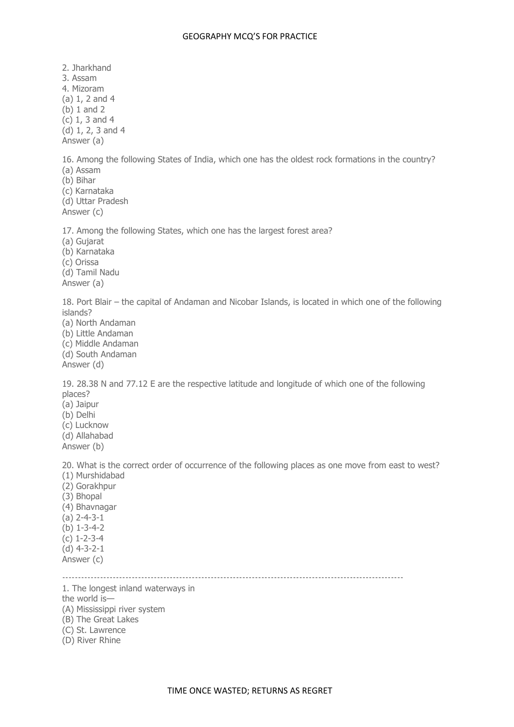2. Jharkhand
3. Assam
4. Mizoram
(a) 1, 2 and 4
(b) 1 and 2
(c) 1, 3 and 4
(d) 1, 2, 3 and 4
Answer (a)

16. Among the following States of India, which one has the oldest rock formations in the country?
(a) Assam
(b) Bihar
(c) Karnataka
(d) Uttar Pradesh
Answer (c)

17. Among the following States, which one has the largest forest area?
(a) Gujarat
(b) Karnataka
(c) Orissa
(d) Tamil Nadu
Answer (a)

18. Port Blair – the capital of Andaman and Nicobar Islands, is located in which one of the following islands?
(a) North Andaman
(b) Little Andaman
(c) Middle Andaman
(d) South Andaman
Answer (d)

19. 28.38 N and 77.12 E are the respective latitude and longitude of which one of the following places?
(a) Jaipur
(b) Delhi
(c) Lucknow
(d) Allahabad
Answer (b)

20. What is the correct order of occurrence of the following places as one move from east to west?
(1) Murshidabad
(2) Gorakhpur
(3) Bhopal
(4) Bhavnagar
(a) 2-4-3-1
(b) 1-3-4-2
(c) 1-2-3-4
(d) 4-3-2-1
Answer (c)

---

1. The longest inland waterways in the world is—
(A) Mississippi river system
(B) The Great Lakes
(C) St. Lawrence
(D) River Rhine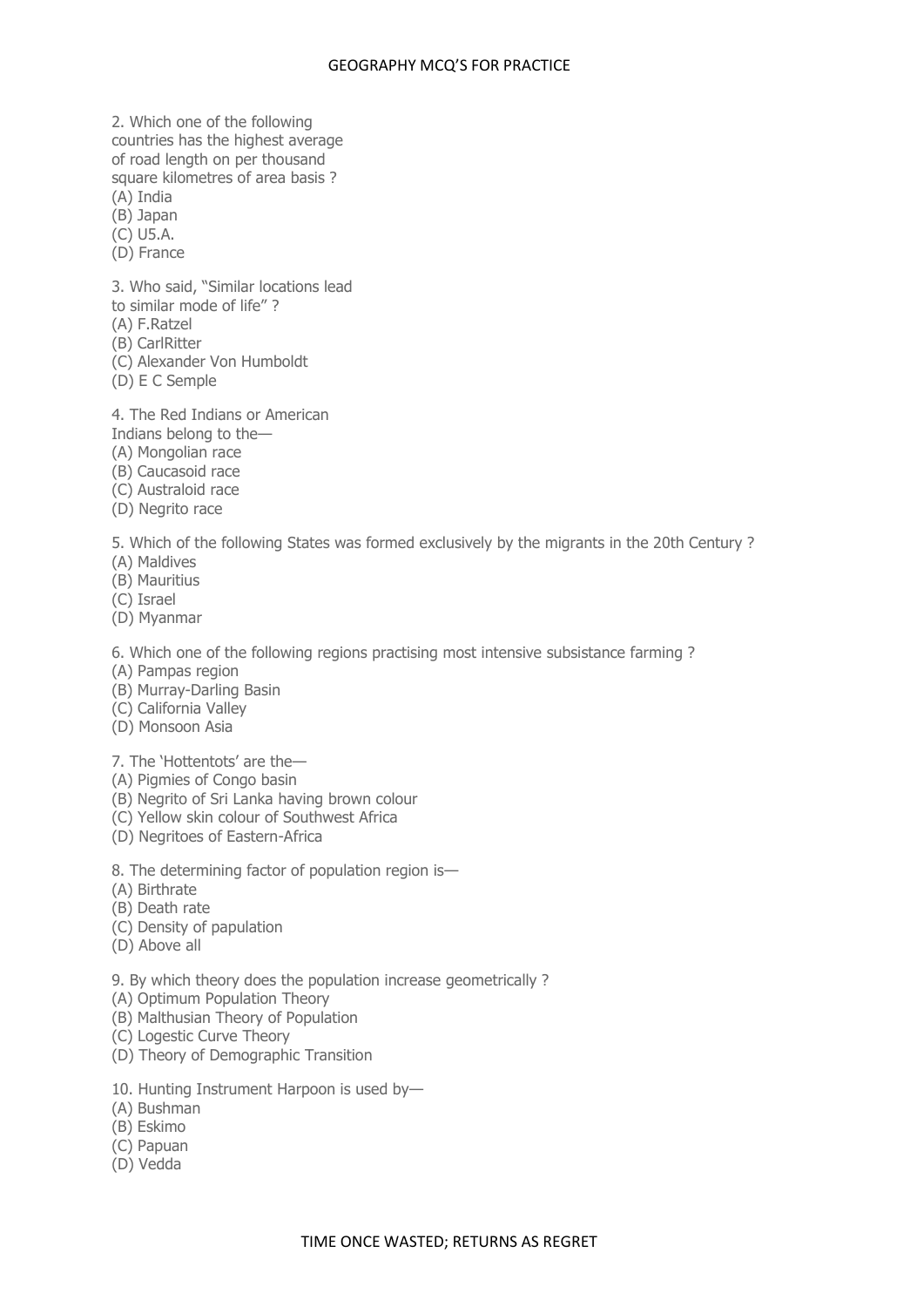2. Which one of the following countries has the highest average of road length on per thousand square kilometres of area basis ?
(A) India
(B) Japan
(C) U5.A.
(D) France

3. Who said, "Similar locations lead to similar mode of life" ?
(A) F.Ratzel
(B) CarlRitter
(C) Alexander Von Humboldt
(D) E C Semple

4. The Red Indians or American Indians belong to the—
(A) Mongolian race
(B) Caucasoid race
(C) Australoid race
(D) Negrito race

5. Which of the following States was formed exclusively by the migrants in the 20th Century ?
(A) Maldives
(B) Mauritius
(C) Israel
(D) Myanmar

6. Which one of the following regions practising most intensive subsistance farming ?
(A) Pampas region
(B) Murray-Darling Basin
(C) California Valley
(D) Monsoon Asia

7. The 'Hottentots' are the—
(A) Pigmies of Congo basin
(B) Negrito of Sri Lanka having brown colour
(C) Yellow skin colour of Southwest Africa
(D) Negritoes of Eastern-Africa

8. The determining factor of population region is—
(A) Birthrate
(B) Death rate
(C) Density of papulation
(D) Above all

9. By which theory does the population increase geometrically ?
(A) Optimum Population Theory
(B) Malthusian Theory of Population
(C) Logestic Curve Theory
(D) Theory of Demographic Transition

10. Hunting Instrument Harpoon is used by—
(A) Bushman
(B) Eskimo
(C) Papuan
(D) Vedda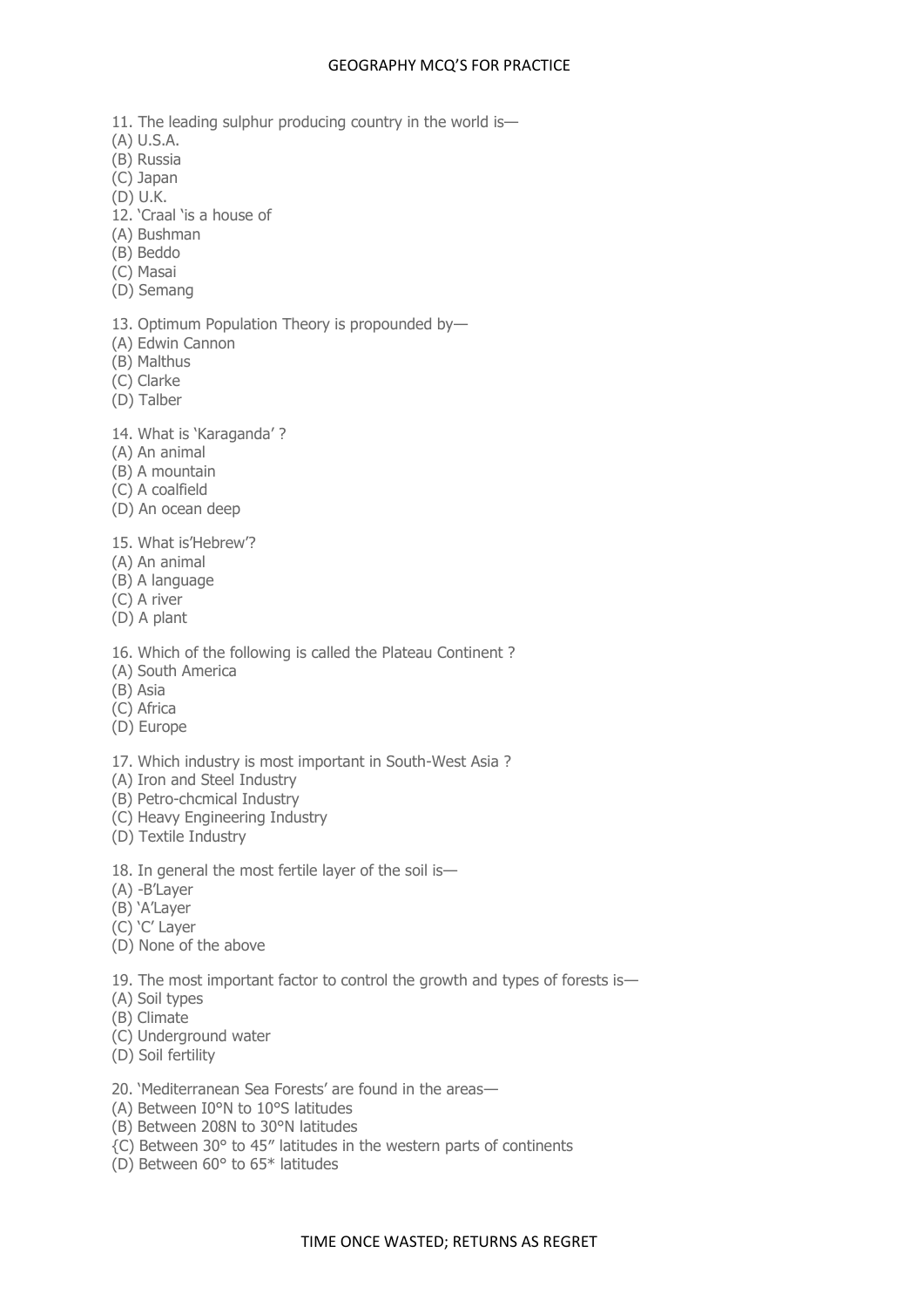11. The leading sulphur producing country in the world is—
(A) U.S.A.
(B) Russia
(C) Japan
(D) U.K.

12. 'Craal 'is a house of
(A) Bushman
(B) Beddo
(C) Masai
(D) Semang

13. Optimum Population Theory is propounded by—
(A) Edwin Cannon
(B) Malthus
(C) Clarke
(D) Talber

14. What is 'Karaganda' ?
(A) An animal
(B) A mountain
(C) A coalfield
(D) An ocean deep

15. What is'Hebrew'?
(A) An animal
(B) A language
(C) A river
(D) A plant

16. Which of the following is called the Plateau Continent ?
(A) South America
(B) Asia
(C) Africa
(D) Europe

17. Which industry is most important in South-West Asia ?
(A) Iron and Steel Industry
(B) Petro-chcmical Industry
(C) Heavy Engineering Industry
(D) Textile Industry

18. In general the most fertile layer of the soil is—
(A) -B'Layer
(B) 'A'Layer
(C) 'C' Layer
(D) None of the above

19. The most important factor to control the growth and types of forests is—
(A) Soil types
(B) Climate
(C) Underground water
(D) Soil fertility

20. 'Mediterranean Sea Forests' are found in the areas—
(A) Between I0°N to 10°S latitudes
(B) Between 208N to 30°N latitudes
{C) Between 30° to 45" latitudes in the western parts of continents
(D) Between 60° to 65* latitudes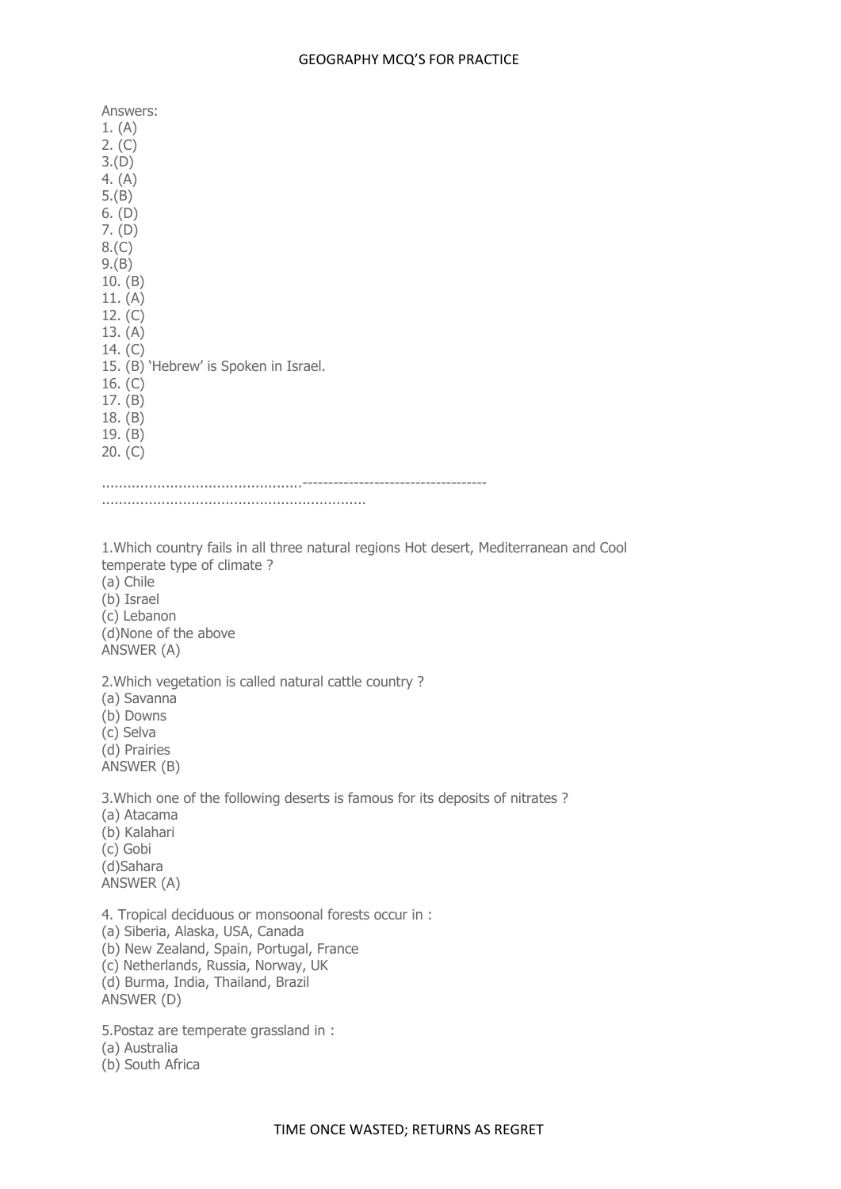Answers:
1. (A)
2. (C)
3.(D)
4. (A)
5.(B)
6. (D)
7. (D)
8.(C)
9.(B)
10. (B)
11. (A)
12. (C)
13. (A)
14. (C)
15. (B) 'Hebrew' is Spoken in Israel.
16. (C)
17. (B)
18. (B)
19. (B)
20. (C)

..............................................------------------------------------
.............................................................

1.Which country fails in all three natural regions Hot desert, Mediterranean and Cool temperate type of climate ?
(a) Chile
(b) Israel
(c) Lebanon
(d)None of the above
ANSWER (A)

2.Which vegetation is called natural cattle country ?
(a) Savanna
(b) Downs
(c) Selva
(d) Prairies
ANSWER (B)

3.Which one of the following deserts is famous for its deposits of nitrates ?
(a) Atacama
(b) Kalahari
(c) Gobi
(d)Sahara
ANSWER (A)

4. Tropical deciduous or monsoonal forests occur in :
(a) Siberia, Alaska, USA, Canada
(b) New Zealand, Spain, Portugal, France
(c) Netherlands, Russia, Norway, UK
(d) Burma, India, Thailand, Brazil
ANSWER (D)

5.Postaz are temperate grassland in :
(a) Australia
(b) South Africa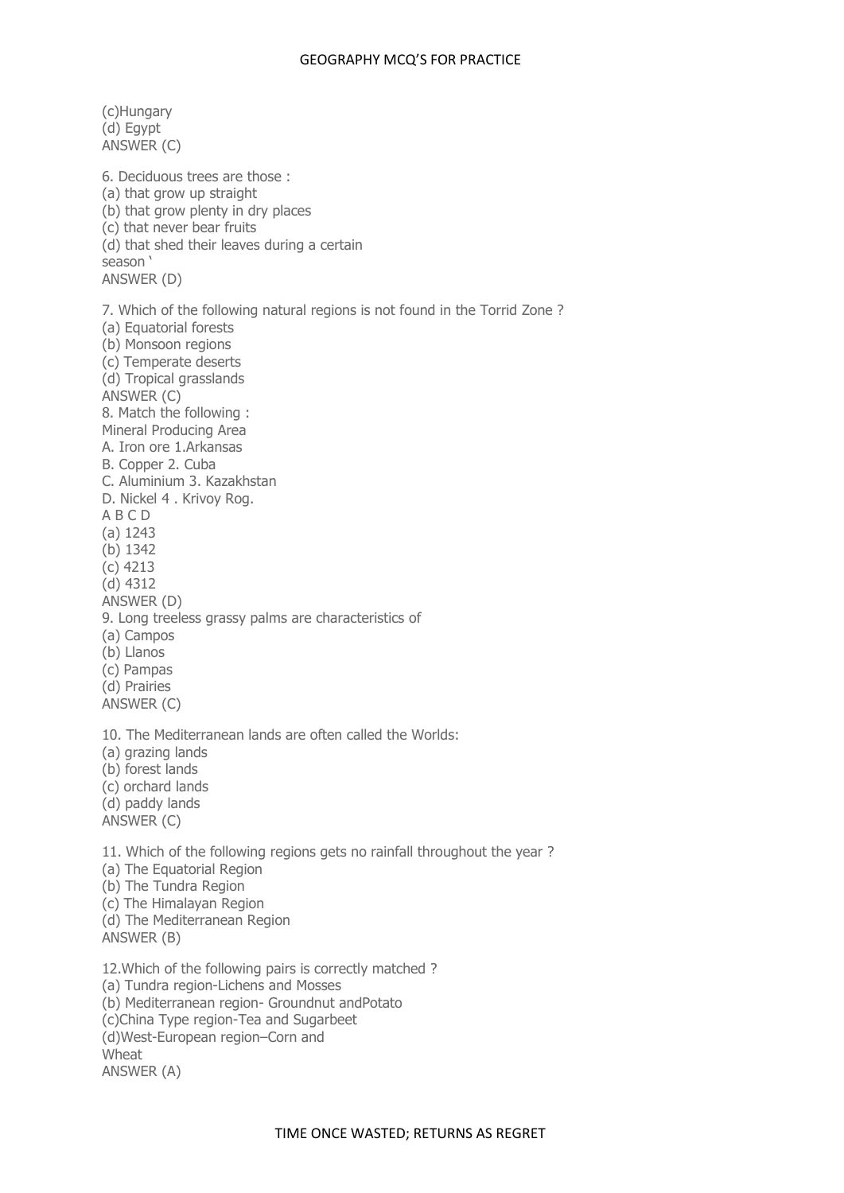(c)Hungary
(d) Egypt
ANSWER (C)

6. Deciduous trees are those :
(a) that grow up straight
(b) that grow plenty in dry places
(c) that never bear fruits
(d) that shed their leaves during a certain season '
ANSWER (D)

7. Which of the following natural regions is not found in the Torrid Zone ?
(a) Equatorial forests
(b) Monsoon regions
(c) Temperate deserts
(d) Tropical grasslands
ANSWER (C)
8. Match the following :
Mineral Producing Area
A. Iron ore 1.Arkansas
B. Copper 2. Cuba
C. Aluminium 3. Kazakhstan
D. Nickel 4 . Krivoy Rog.
A B C D
(a) 1243
(b) 1342
(c) 4213
(d) 4312
ANSWER (D)
9. Long treeless grassy palms are characteristics of
(a) Campos
(b) Llanos
(c) Pampas
(d) Prairies
ANSWER (C)

10. The Mediterranean lands are often called the Worlds:
(a) grazing lands
(b) forest lands
(c) orchard lands
(d) paddy lands
ANSWER (C)

11. Which of the following regions gets no rainfall throughout the year ?
(a) The Equatorial Region
(b) The Tundra Region
(c) The Himalayan Region
(d) The Mediterranean Region
ANSWER (B)

12.Which of the following pairs is correctly matched ?
(a) Tundra region-Lichens and Mosses
(b) Mediterranean region- Groundnut andPotato
(c)China Type region-Tea and Sugarbeet
(d)West-European region–Corn and Wheat
ANSWER (A)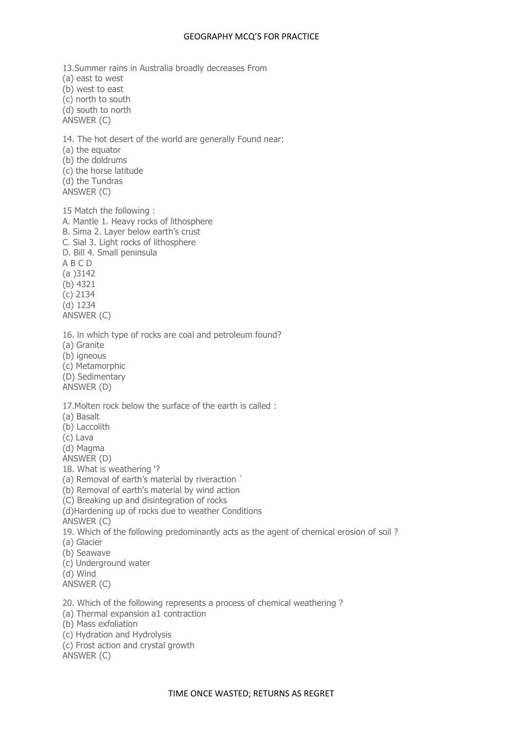13.Summer rains in Australia broadly decreases From
(a) east to west
(b) west to east
(c) north to south
(d) south to north
ANSWER (C)

14. The hot desert of the world are generally Found near:
(a) the equator
(b) the doldrums
(c) the horse latitude
(d) the Tundras
ANSWER (C)

15 Match the following :
A. Mantle 1. Heavy rocks of lithosphere
B. Sima 2. Layer below earth's crust
C. Sial 3. Light rocks of lithosphere
D. Bill 4. Small peninsula
A B C D
(a )3142
(b) 4321
(c) 2134
(d) 1234
ANSWER (C)

16. In which type of rocks are coal and petroleum found?
(a) Granite
(b) igneous
(c) Metamorphic
(D) Sedimentary
ANSWER (D)

17.Molten rock below the surface of the earth is called :
(a) Basalt
(b) Laccolith
(c) Lava
(d) Magma
ANSWER (D)
18. What is weathering '?
(a) Removal of earth's material by riveraction `
(b) Removal of earth's material by wind action
(C) Breaking up and disintegration of rocks
(d)Hardening up of rocks due to weather Conditions
ANSWER (C)
19. Which of the following predominantly acts as the agent of chemical erosion of soil ?
(a) Glacier
(b) Seawave
(c) Underground water
(d) Wind
ANSWER (C)

20. Which of the following represents a process of chemical weathering ?
(a) Thermal expansion a1 contraction
(b) Mass exfoliation
(c) Hydration and Hydrolysis
(c) Frost action and crystal growth
ANSWER (C)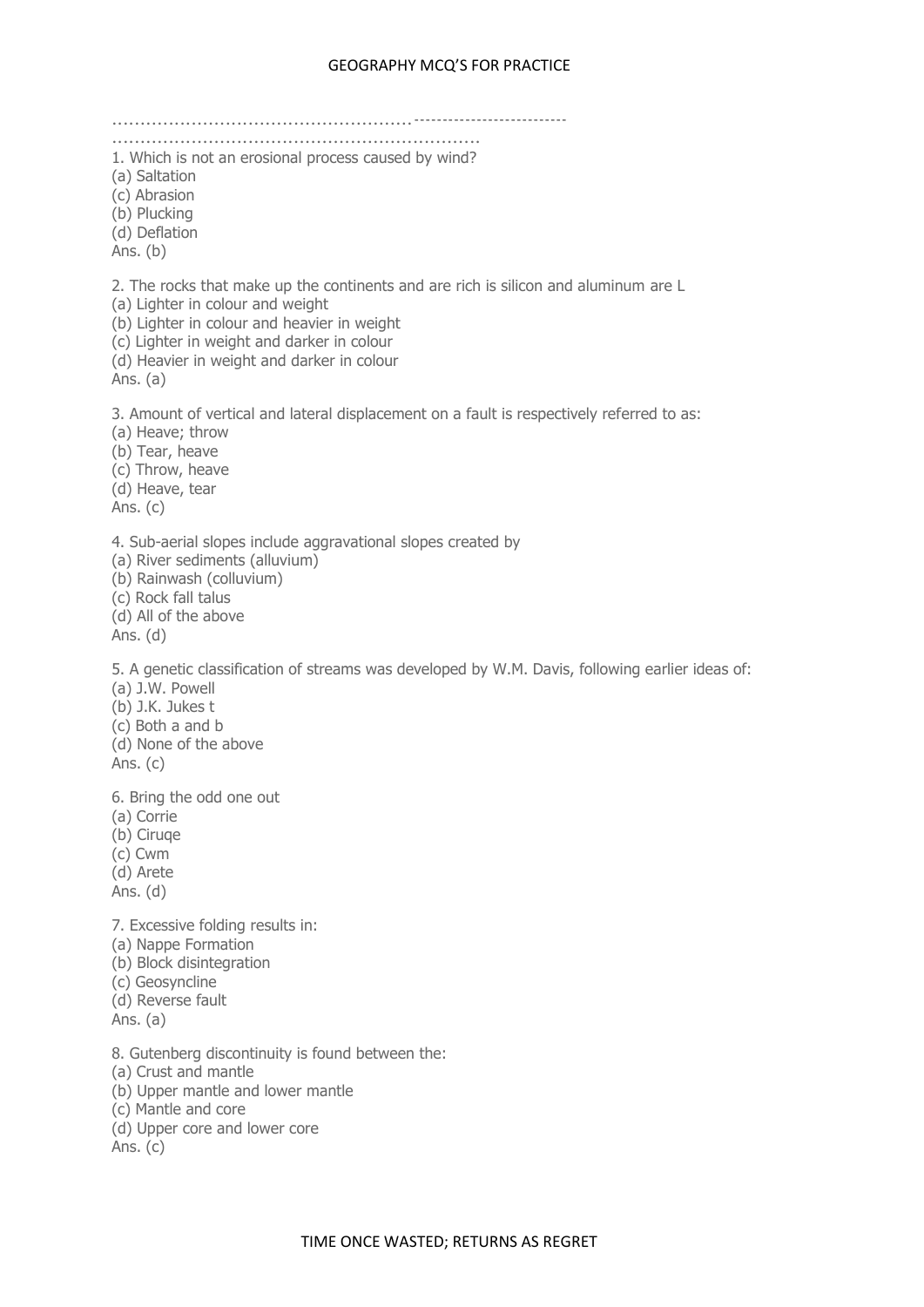……………………………………………--------------------------
………………………………………………………..

1. Which is not an erosional process caused by wind?
(a) Saltation
(c) Abrasion
(b) Plucking
(d) Deflation
Ans. (b)

2. The rocks that make up the continents and are rich is silicon and aluminum are L
(a) Lighter in colour and weight
(b) Lighter in colour and heavier in weight
(c) Lighter in weight and darker in colour
(d) Heavier in weight and darker in colour
Ans. (a)

3. Amount of vertical and lateral displacement on a fault is respectively referred to as:
(a) Heave; throw
(b) Tear, heave
(c) Throw, heave
(d) Heave, tear
Ans. (c)

4. Sub-aerial slopes include aggravational slopes created by
(a) River sediments (alluvium)
(b) Rainwash (colluvium)
(c) Rock fall talus
(d) All of the above
Ans. (d)

5. A genetic classification of streams was developed by W.M. Davis, following earlier ideas of:
(a) J.W. Powell
(b) J.K. Jukes t
(c) Both a and b
(d) None of the above
Ans. (c)

6. Bring the odd one out
(a) Corrie
(b) Ciruqe
(c) Cwm
(d) Arete
Ans. (d)

7. Excessive folding results in:
(a) Nappe Formation
(b) Block disintegration
(c) Geosyncline
(d) Reverse fault
Ans. (a)

8. Gutenberg discontinuity is found between the:
(a) Crust and mantle
(b) Upper mantle and lower mantle
(c) Mantle and core
(d) Upper core and lower core
Ans. (c)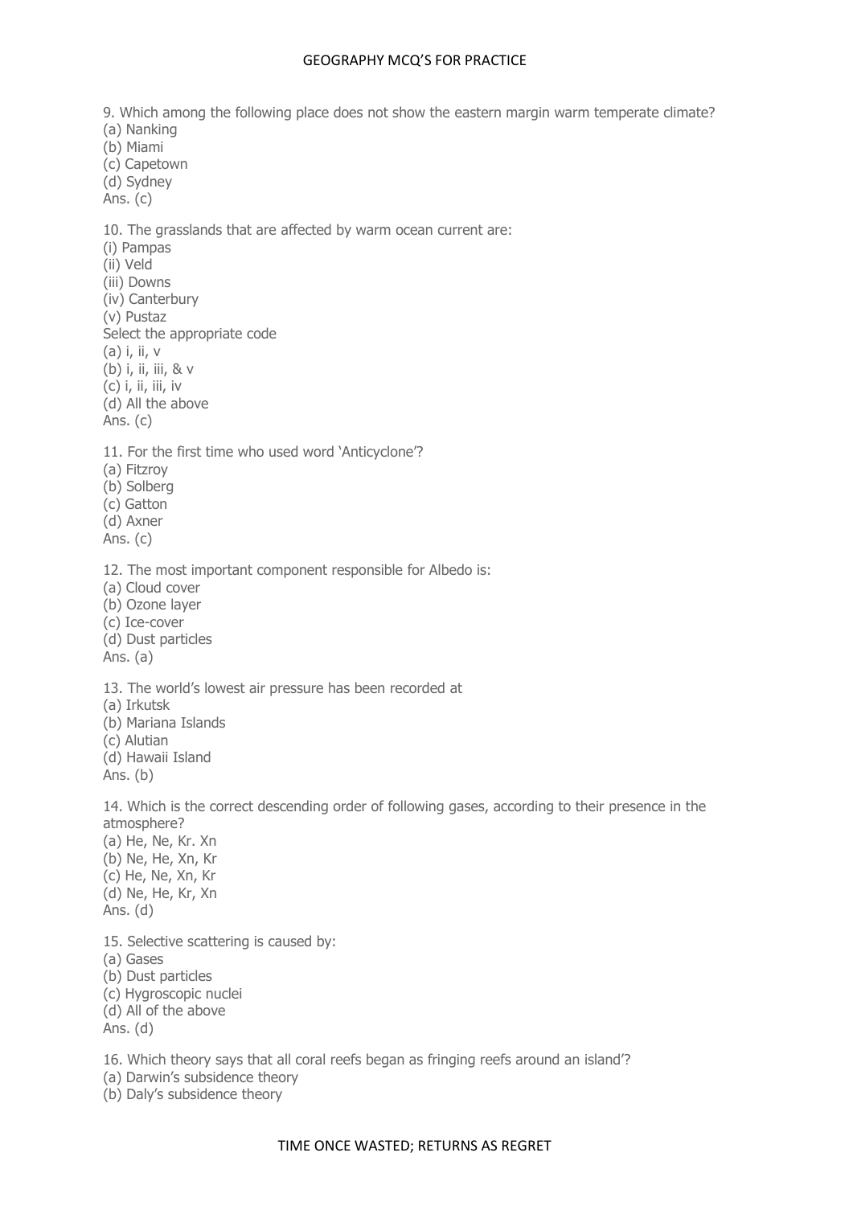9. Which among the following place does not show the eastern margin warm temperate climate?
(a) Nanking
(b) Miami
(c) Capetown
(d) Sydney
Ans. (c)

10. The grasslands that are affected by warm ocean current are:
(i) Pampas
(ii) Veld
(iii) Downs
(iv) Canterbury
(v) Pustaz
Select the appropriate code
(a) i, ii, v
(b) i, ii, iii, & v
(c) i, ii, iii, iv
(d) All the above
Ans. (c)

11. For the first time who used word 'Anticyclone'?
(a) Fitzroy
(b) Solberg
(c) Gatton
(d) Axner
Ans. (c)

12. The most important component responsible for Albedo is:
(a) Cloud cover
(b) Ozone layer
(c) Ice-cover
(d) Dust particles
Ans. (a)

13. The world's lowest air pressure has been recorded at
(a) Irkutsk
(b) Mariana Islands
(c) Alutian
(d) Hawaii Island
Ans. (b)

14. Which is the correct descending order of following gases, according to their presence in the atmosphere?
(a) He, Ne, Kr. Xn
(b) Ne, He, Xn, Kr
(c) He, Ne, Xn, Kr
(d) Ne, He, Kr, Xn
Ans. (d)

15. Selective scattering is caused by:
(a) Gases
(b) Dust particles
(c) Hygroscopic nuclei
(d) All of the above
Ans. (d)

16. Which theory says that all coral reefs began as fringing reefs around an island'?
(a) Darwin's subsidence theory
(b) Daly's subsidence theory

TIME ONCE WASTED; RETURNS AS REGRET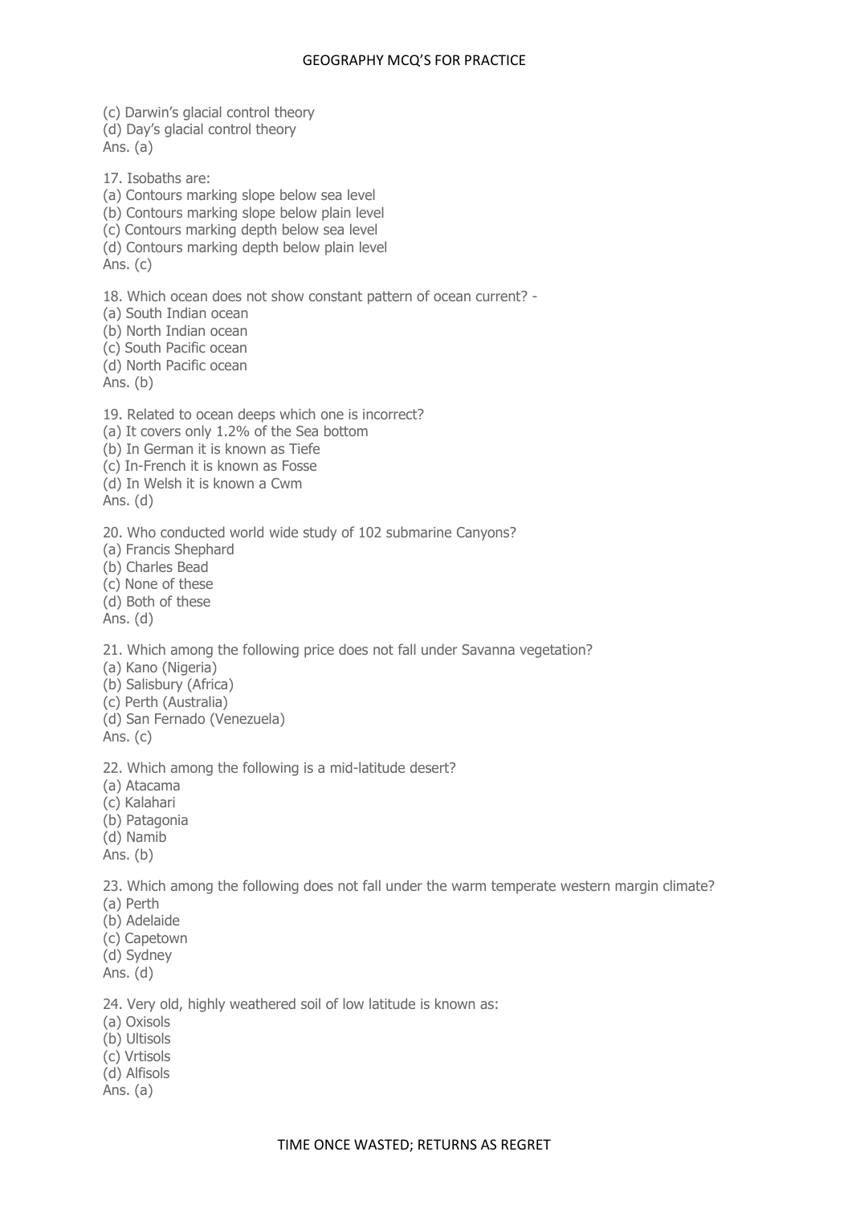(c) Darwin's glacial control theory
(d) Day's glacial control theory
Ans. (a)

17. Isobaths are:
(a) Contours marking slope below sea level
(b) Contours marking slope below plain level
(c) Contours marking depth below sea level
(d) Contours marking depth below plain level
Ans. (c)

18. Which ocean does not show constant pattern of ocean current? -
(a) South Indian ocean
(b) North Indian ocean
(c) South Pacific ocean
(d) North Pacific ocean
Ans. (b)

19. Related to ocean deeps which one is incorrect?
(a) It covers only 1.2% of the Sea bottom
(b) In German it is known as Tiefe
(c) In-French it is known as Fosse
(d) In Welsh it is known a Cwm
Ans. (d)

20. Who conducted world wide study of 102 submarine Canyons?
(a) Francis Shephard
(b) Charles Bead
(c) None of these
(d) Both of these
Ans. (d)

21. Which among the following price does not fall under Savanna vegetation?
(a) Kano (Nigeria)
(b) Salisbury (Africa)
(c) Perth (Australia)
(d) San Fernado (Venezuela)
Ans. (c)

22. Which among the following is a mid-latitude desert?
(a) Atacama
(c) Kalahari
(b) Patagonia
(d) Namib
Ans. (b)

23. Which among the following does not fall under the warm temperate western margin climate?
(a) Perth
(b) Adelaide
(c) Capetown
(d) Sydney
Ans. (d)

24. Very old, highly weathered soil of low latitude is known as:
(a) Oxisols
(b) Ultisols
(c) Vrtisols
(d) Alfisols
Ans. (a)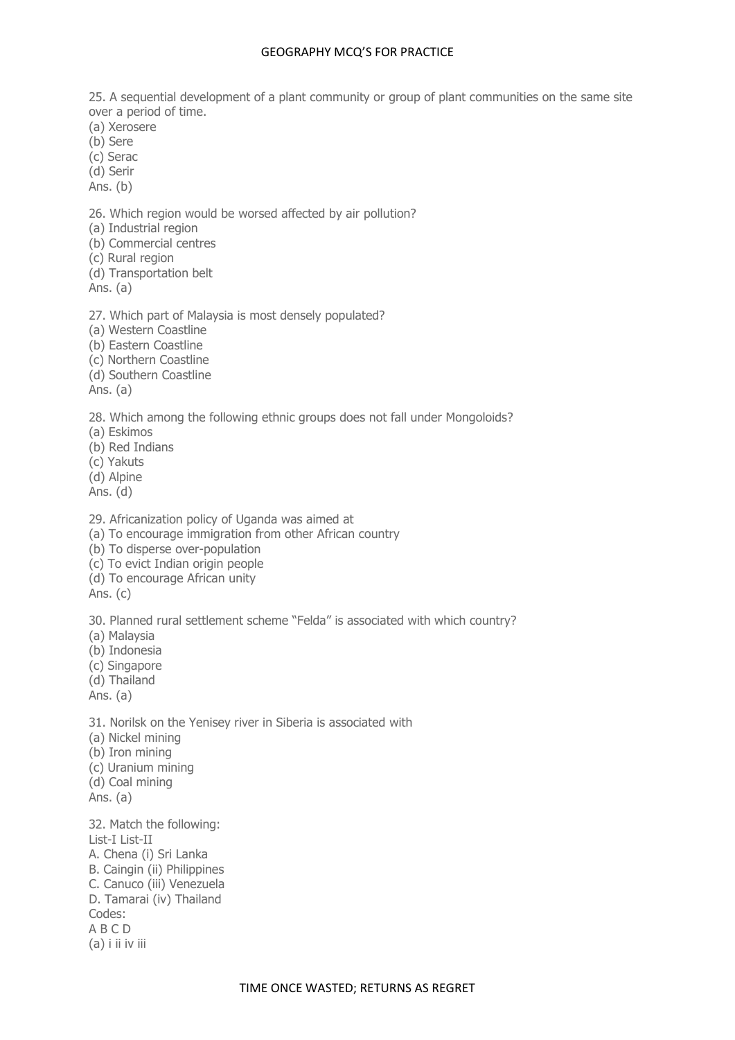25. A sequential development of a plant community or group of plant communities on the same site over a period of time.
(a) Xerosere
(b) Sere
(c) Serac
(d) Serir
Ans. (b)

26. Which region would be worsed affected by air pollution?
(a) Industrial region
(b) Commercial centres
(c) Rural region
(d) Transportation belt
Ans. (a)

27. Which part of Malaysia is most densely populated?
(a) Western Coastline
(b) Eastern Coastline
(c) Northern Coastline
(d) Southern Coastline
Ans. (a)

28. Which among the following ethnic groups does not fall under Mongoloids?
(a) Eskimos
(b) Red Indians
(c) Yakuts
(d) Alpine
Ans. (d)

29. Africanization policy of Uganda was aimed at
(a) To encourage immigration from other African country
(b) To disperse over-population
(c) To evict Indian origin people
(d) To encourage African unity
Ans. (c)

30. Planned rural settlement scheme "Felda" is associated with which country?
(a) Malaysia
(b) Indonesia
(c) Singapore
(d) Thailand
Ans. (a)

31. Norilsk on the Yenisey river in Siberia is associated with
(a) Nickel mining
(b) Iron mining
(c) Uranium mining
(d) Coal mining
Ans. (a)

32. Match the following:
List-I List-II
A. Chena (i) Sri Lanka
B. Caingin (ii) Philippines
C. Canuco (iii) Venezuela
D. Tamarai (iv) Thailand
Codes:
A B C D
(a) i ii iv iii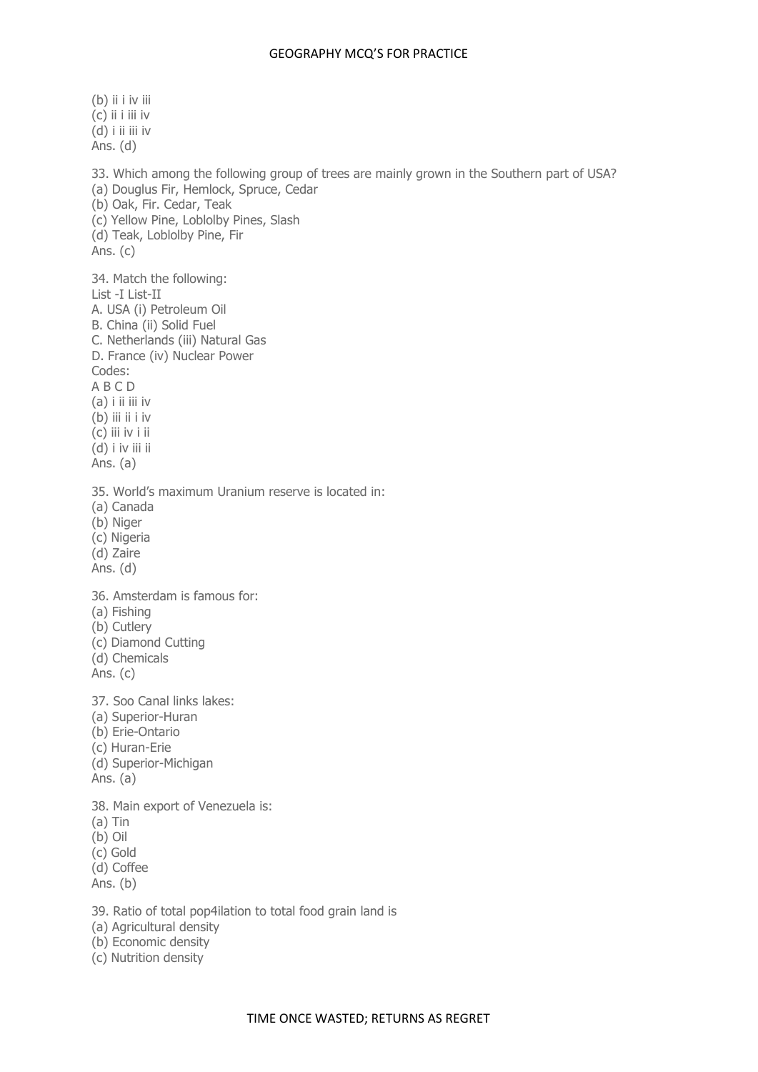(b) ii i iv iii
(c) ii i iii iv
(d) i ii iii iv
Ans. (d)

33. Which among the following group of trees are mainly grown in the Southern part of USA?
(a) Douglus Fir, Hemlock, Spruce, Cedar
(b) Oak, Fir. Cedar, Teak
(c) Yellow Pine, Loblolby Pines, Slash
(d) Teak, Loblolby Pine, Fir
Ans. (c)

34. Match the following:
List -I List-II
A. USA (i) Petroleum Oil
B. China (ii) Solid Fuel
C. Netherlands (iii) Natural Gas
D. France (iv) Nuclear Power
Codes:
A B C D
(a) i ii iii iv
(b) iii ii i iv
(c) iii iv i ii
(d) i iv iii ii
Ans. (a)

35. World's maximum Uranium reserve is located in:
(a) Canada
(b) Niger
(c) Nigeria
(d) Zaire
Ans. (d)

36. Amsterdam is famous for:
(a) Fishing
(b) Cutlery
(c) Diamond Cutting
(d) Chemicals
Ans. (c)

37. Soo Canal links lakes:
(a) Superior-Huran
(b) Erie-Ontario
(c) Huran-Erie
(d) Superior-Michigan
Ans. (a)

38. Main export of Venezuela is:
(a) Tin
(b) Oil
(c) Gold
(d) Coffee
Ans. (b)

39. Ratio of total pop4ilation to total food grain land is
(a) Agricultural density
(b) Economic density
(c) Nutrition density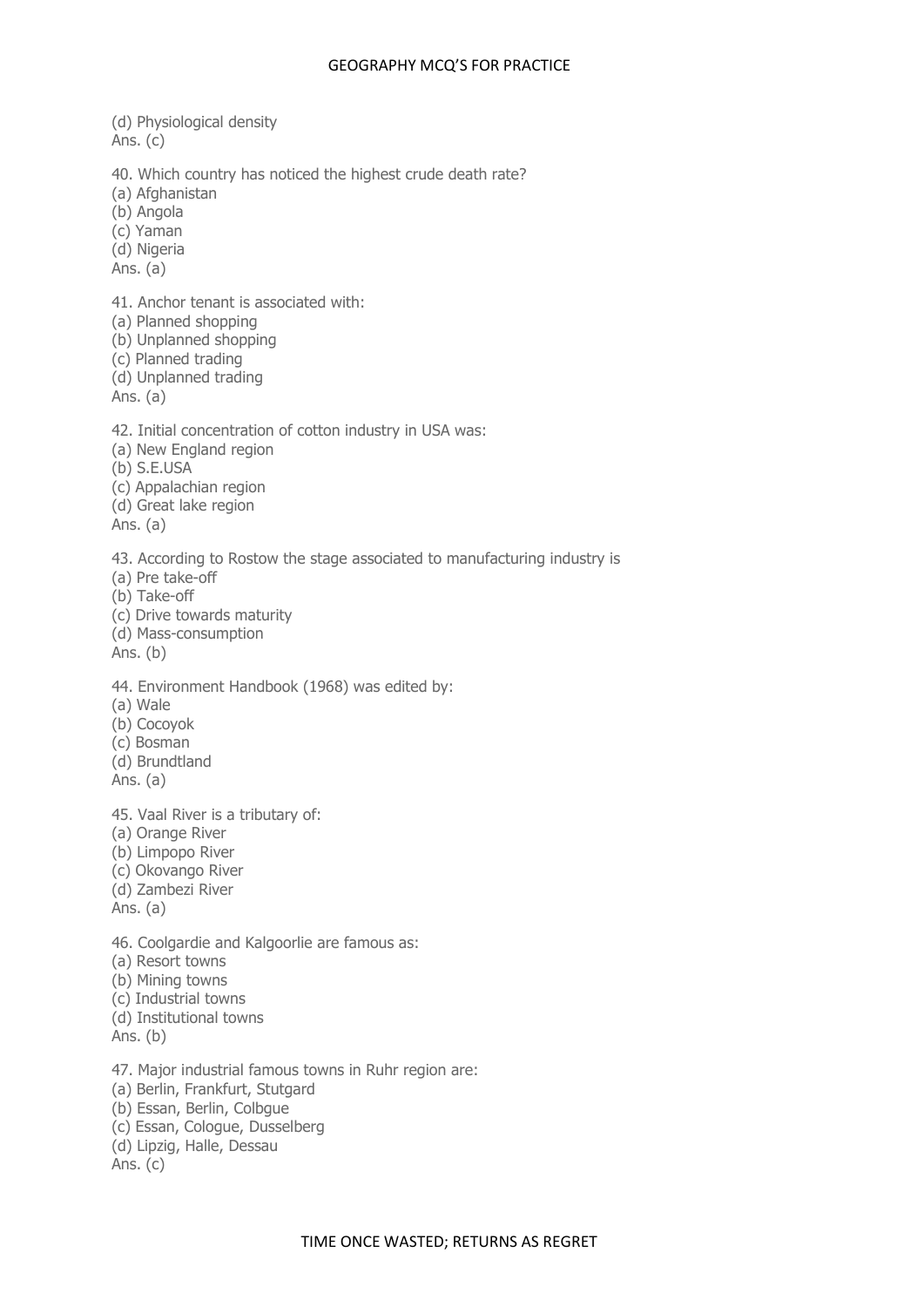(d) Physiological density
Ans. (c)

40. Which country has noticed the highest crude death rate?
(a) Afghanistan
(b) Angola
(c) Yaman
(d) Nigeria
Ans. (a)

41. Anchor tenant is associated with:
(a) Planned shopping
(b) Unplanned shopping
(c) Planned trading
(d) Unplanned trading
Ans. (a)

42. Initial concentration of cotton industry in USA was:
(a) New England region
(b) S.E.USA
(c) Appalachian region
(d) Great lake region
Ans. (a)

43. According to Rostow the stage associated to manufacturing industry is
(a) Pre take-off
(b) Take-off
(c) Drive towards maturity
(d) Mass-consumption
Ans. (b)

44. Environment Handbook (1968) was edited by:
(a) Wale
(b) Cocoyok
(c) Bosman
(d) Brundtland
Ans. (a)

45. Vaal River is a tributary of:
(a) Orange River
(b) Limpopo River
(c) Okovango River
(d) Zambezi River
Ans. (a)

46. Coolgardie and Kalgoorlie are famous as:
(a) Resort towns
(b) Mining towns
(c) Industrial towns
(d) Institutional towns
Ans. (b)

47. Major industrial famous towns in Ruhr region are:
(a) Berlin, Frankfurt, Stutgard
(b) Essan, Berlin, Colbgue
(c) Essan, Cologue, Dusselberg
(d) Lipzig, Halle, Dessau
Ans. (c)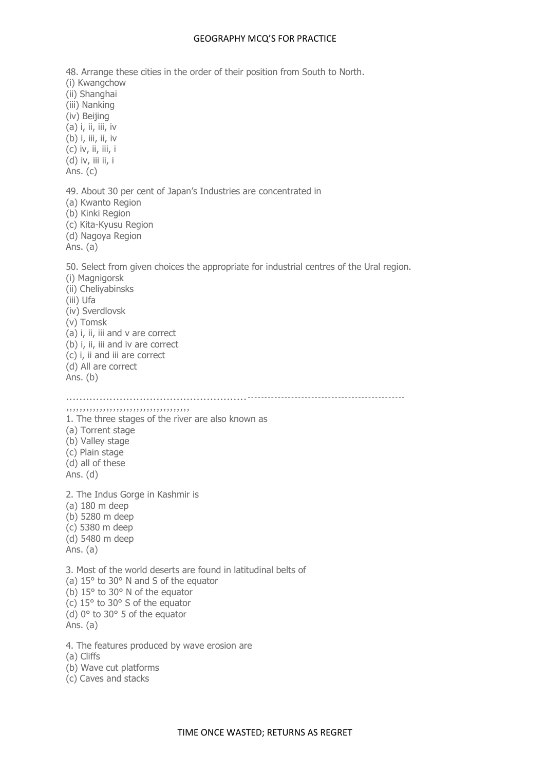48. Arrange these cities in the order of their position from South to North.
(i) Kwangchow
(ii) Shanghai
(iii) Nanking
(iv) Beijing
(a) i, ii, iii, iv
(b) i, iii, ii, iv
(c) iv, ii, iii, i
(d) iv, iii ii, i
Ans. (c)

49. About 30 per cent of Japan's Industries are concentrated in
(a) Kwanto Region
(b) Kinki Region
(c) Kita-Kyusu Region
(d) Nagoya Region
Ans. (a)

50. Select from given choices the appropriate for industrial centres of the Ural region.
(i) Magnigorsk
(ii) Cheliyabinsks
(iii) Ufa
(iv) Sverdlovsk
(v) Tomsk
(a) i, ii, iii and v are correct
(b) i, ii, iii and iv are correct
(c) i, ii and iii are correct
(d) All are correct
Ans. (b)

…………………………………………….----------------------------------------------
,,,,,,,,,,,,,,,,,,,,,,,,,,,,,,,,,,,,,

1. The three stages of the river are also known as
(a) Torrent stage
(b) Valley stage
(c) Plain stage
(d) all of these
Ans. (d)

2. The Indus Gorge in Kashmir is
(a) 180 m deep
(b) 5280 m deep
(c) 5380 m deep
(d) 5480 m deep
Ans. (a)

3. Most of the world deserts are found in latitudinal belts of
(a) 15° to 30° N and S of the equator
(b) 15° to 30° N of the equator
(c) 15° to 30° S of the equator
(d) 0° to 30° 5 of the equator
Ans. (a)

4. The features produced by wave erosion are
(a) Cliffs
(b) Wave cut platforms
(c) Caves and stacks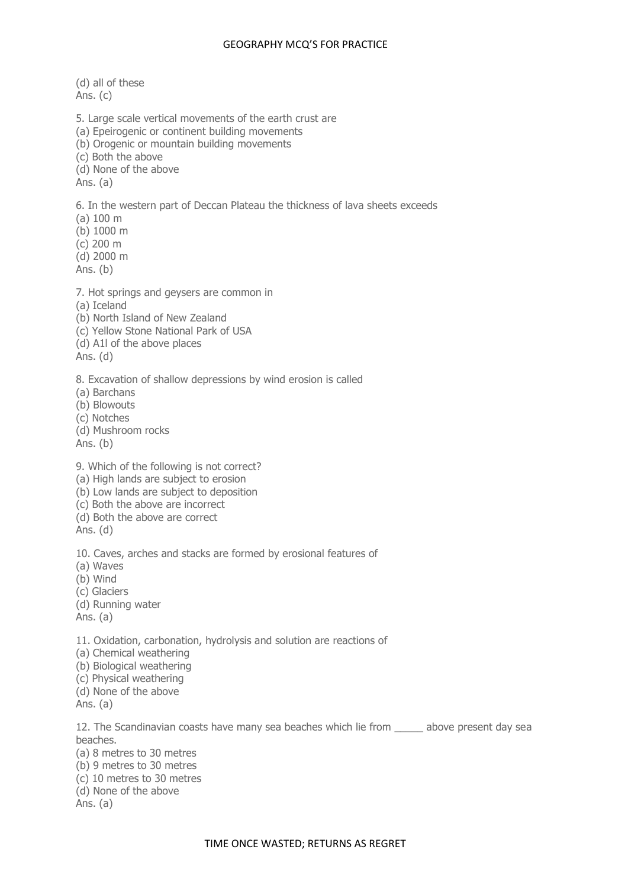(d) all of these
Ans. (c)

5. Large scale vertical movements of the earth crust are
(a) Epeirogenic or continent building movements
(b) Orogenic or mountain building movements
(c) Both the above
(d) None of the above
Ans. (a)

6. In the western part of Deccan Plateau the thickness of lava sheets exceeds
(a) 100 m
(b) 1000 m
(c) 200 m
(d) 2000 m
Ans. (b)

7. Hot springs and geysers are common in
(a) Iceland
(b) North Island of New Zealand
(c) Yellow Stone National Park of USA
(d) A1l of the above places
Ans. (d)

8. Excavation of shallow depressions by wind erosion is called
(a) Barchans
(b) Blowouts
(c) Notches
(d) Mushroom rocks
Ans. (b)

9. Which of the following is not correct?
(a) High lands are subject to erosion
(b) Low lands are subject to deposition
(c) Both the above are incorrect
(d) Both the above are correct
Ans. (d)

10. Caves, arches and stacks are formed by erosional features of
(a) Waves
(b) Wind
(c) Glaciers
(d) Running water
Ans. (a)

11. Oxidation, carbonation, hydrolysis and solution are reactions of
(a) Chemical weathering
(b) Biological weathering
(c) Physical weathering
(d) None of the above
Ans. (a)

12. The Scandinavian coasts have many sea beaches which lie from _____ above present day sea beaches.
(a) 8 metres to 30 metres
(b) 9 metres to 30 metres
(c) 10 metres to 30 metres
(d) None of the above
Ans. (a)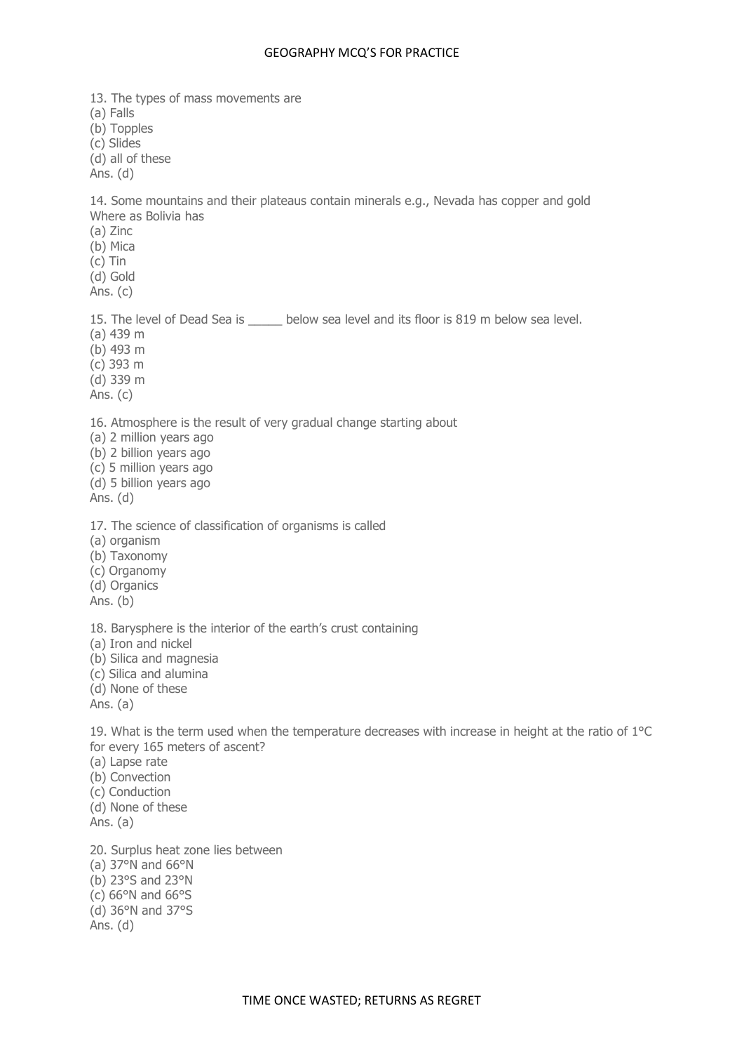13. The types of mass movements are
(a) Falls
(b) Topples
(c) Slides
(d) all of these
Ans. (d)

14. Some mountains and their plateaus contain minerals e.g., Nevada has copper and gold Where as Bolivia has
(a) Zinc
(b) Mica
(c) Tin
(d) Gold
Ans. (c)

15. The level of Dead Sea is _____ below sea level and its floor is 819 m below sea level.
(a) 439 m
(b) 493 m
(c) 393 m
(d) 339 m
Ans. (c)

16. Atmosphere is the result of very gradual change starting about
(a) 2 million years ago
(b) 2 billion years ago
(c) 5 million years ago
(d) 5 billion years ago
Ans. (d)

17. The science of classification of organisms is called
(a) organism
(b) Taxonomy
(c) Organomy
(d) Organics
Ans. (b)

18. Barysphere is the interior of the earth's crust containing
(a) Iron and nickel
(b) Silica and magnesia
(c) Silica and alumina
(d) None of these
Ans. (a)

19. What is the term used when the temperature decreases with increase in height at the ratio of 1°C for every 165 meters of ascent?
(a) Lapse rate
(b) Convection
(c) Conduction
(d) None of these
Ans. (a)

20. Surplus heat zone lies between
(a) 37°N and 66°N
(b) 23°S and 23°N
(c) 66°N and 66°S
(d) 36°N and 37°S
Ans. (d)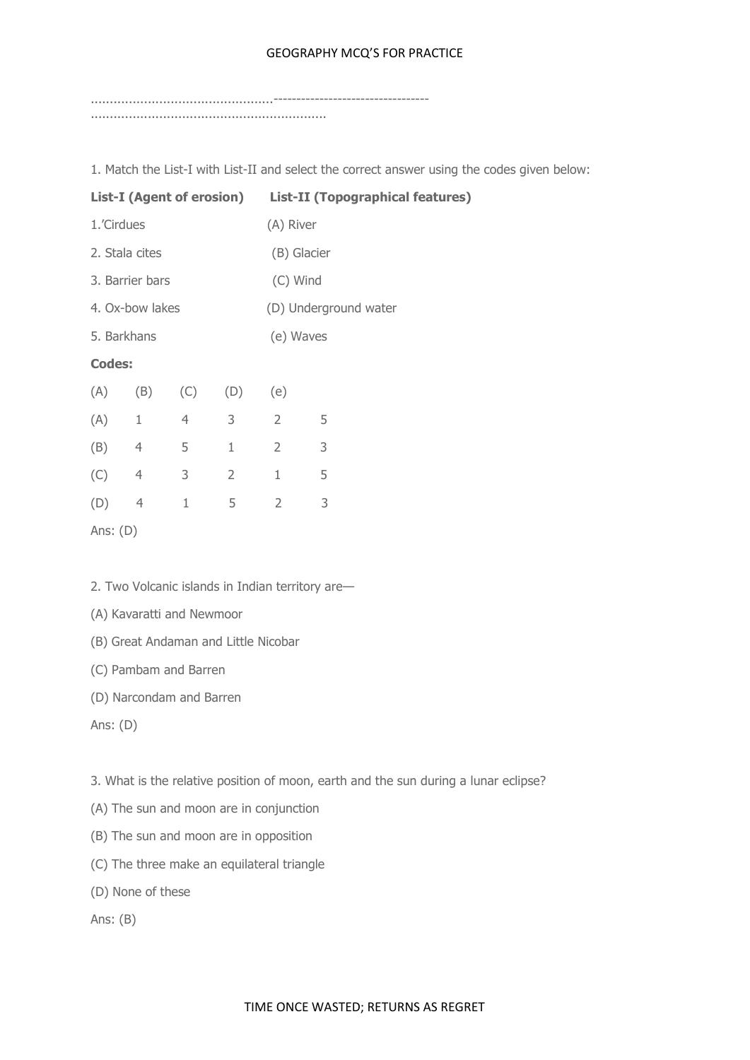................................................----------------------------------
..............................................................

1. Match the List-I with List-II and select the correct answer using the codes given below:

| **List-I (Agent of erosion)** | **List-II (Topographical features)** |
|---|---|
| 1.'Cirdues | (A) River |
| 2. Stala cites | (B) Glacier |
| 3. Barrier bars | (C) Wind |
| 4. Ox-bow lakes | (D) Underground water |
| 5. Barkhans | (e) Waves |

**Codes:**

| | (A) | (B) | (C) | (D) | (e) |
|---|---|---|---|---|---|
| (A) | 1 | 4 | 3 | 2 | 5 |
| (B) | 4 | 5 | 1 | 2 | 3 |
| (C) | 4 | 3 | 2 | 1 | 5 |
| (D) | 4 | 1 | 5 | 2 | 3 |

Ans: (D)

2. Two Volcanic islands in Indian territory are—

(A) Kavaratti and Newmoor

(B) Great Andaman and Little Nicobar

(C) Pambam and Barren

(D) Narcondam and Barren

Ans: (D)

3. What is the relative position of moon, earth and the sun during a lunar eclipse?

(A) The sun and moon are in conjunction

(B) The sun and moon are in opposition

(C) The three make an equilateral triangle

(D) None of these

Ans: (B)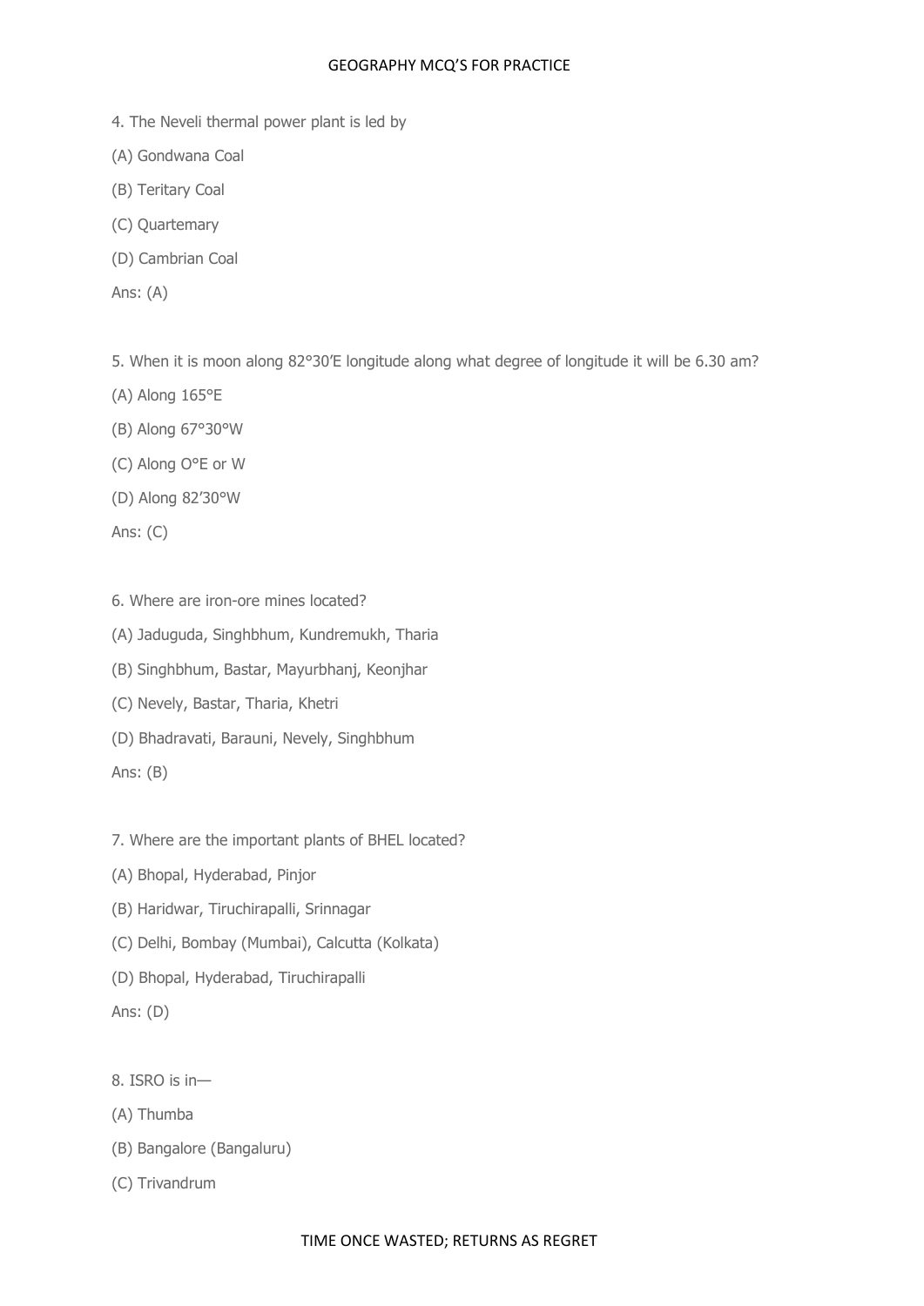4. The Neveli thermal power plant is led by

(A) Gondwana Coal

(B) Teritary Coal

(C) Quartemary

(D) Cambrian Coal

Ans: (A)

5. When it is moon along 82°30′E longitude along what degree of longitude it will be 6.30 am?

(A) Along 165°E

(B) Along 67°30°W

(C) Along O°E or W

(D) Along 82′30°W

Ans: (C)

6. Where are iron-ore mines located?

(A) Jaduguda, Singhbhum, Kundremukh, Tharia

(B) Singhbhum, Bastar, Mayurbhanj, Keonjhar

(C) Nevely, Bastar, Tharia, Khetri

(D) Bhadravati, Barauni, Nevely, Singhbhum

Ans: (B)

7. Where are the important plants of BHEL located?

(A) Bhopal, Hyderabad, Pinjor

(B) Haridwar, Tiruchirapalli, Srinnagar

(C) Delhi, Bombay (Mumbai), Calcutta (Kolkata)

(D) Bhopal, Hyderabad, Tiruchirapalli

Ans: (D)

8. ISRO is in—

(A) Thumba

(B) Bangalore (Bangaluru)

(C) Trivandrum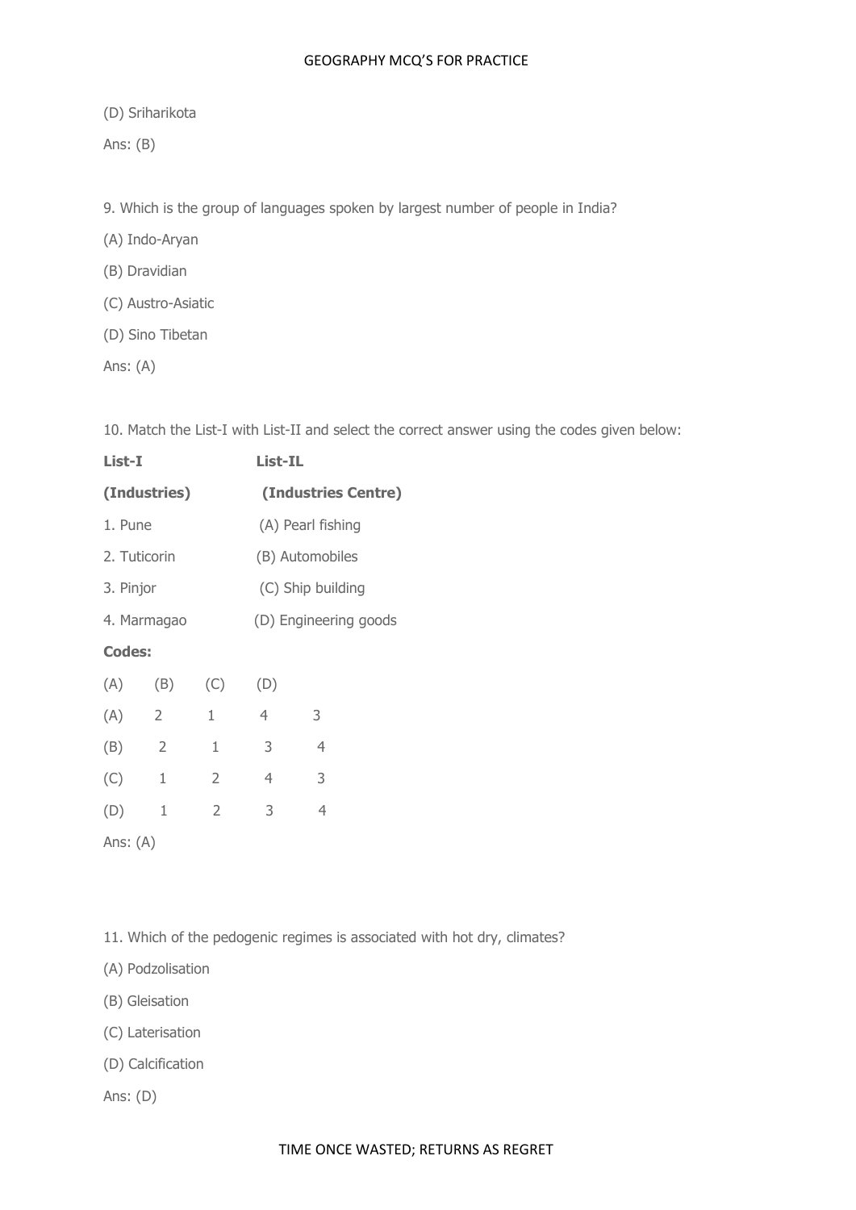(D) Sriharikota

Ans: (B)

9. Which is the group of languages spoken by largest number of people in India?

(A) Indo-Aryan

(B) Dravidian

(C) Austro-Asiatic

(D) Sino Tibetan

Ans: (A)

10. Match the List-I with List-II and select the correct answer using the codes given below:

| **List-I** | **List-IL** |
|---|---|
| **(Industries)** | **(Industries Centre)** |
| 1. Pune | (A) Pearl fishing |
| 2. Tuticorin | (B) Automobiles |
| 3. Pinjor | (C) Ship building |
| 4. Marmagao | (D) Engineering goods |

**Codes:**

| | (A) | (B) | (C) | (D) |
|---|---|---|---|---|
| (A) | 2 | 1 | 4 | 3 |
| (B) | 2 | 1 | 3 | 4 |
| (C) | 1 | 2 | 4 | 3 |
| (D) | 1 | 2 | 3 | 4 |

Ans: (A)

11. Which of the pedogenic regimes is associated with hot dry, climates?

(A) Podzolisation

(B) Gleisation

(C) Laterisation

(D) Calcification

Ans: (D)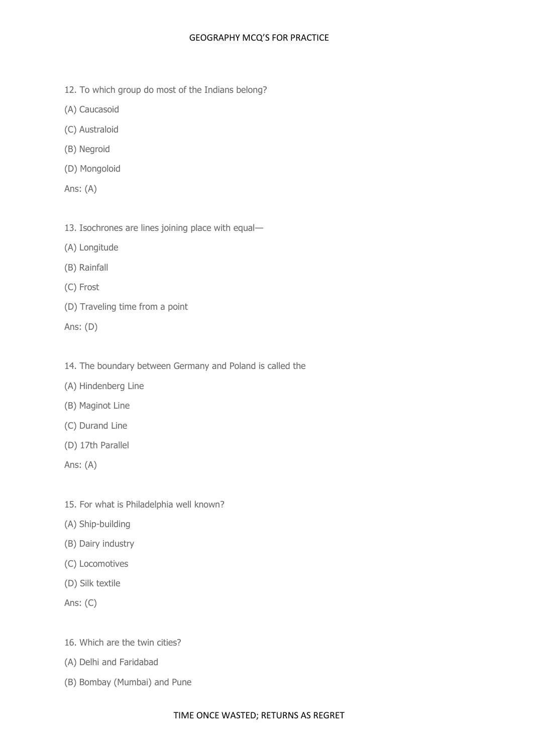12. To which group do most of the Indians belong?

(A) Caucasoid

(C) Australoid

(B) Negroid

(D) Mongoloid

Ans: (A)

13. Isochrones are lines joining place with equal—

(A) Longitude

(B) Rainfall

(C) Frost

(D) Traveling time from a point

Ans: (D)

14. The boundary between Germany and Poland is called the

(A) Hindenberg Line

(B) Maginot Line

(C) Durand Line

(D) 17th Parallel

Ans: (A)

15. For what is Philadelphia well known?

(A) Ship-building

(B) Dairy industry

(C) Locomotives

(D) Silk textile

Ans: (C)

16. Which are the twin cities?

(A) Delhi and Faridabad

(B) Bombay (Mumbai) and Pune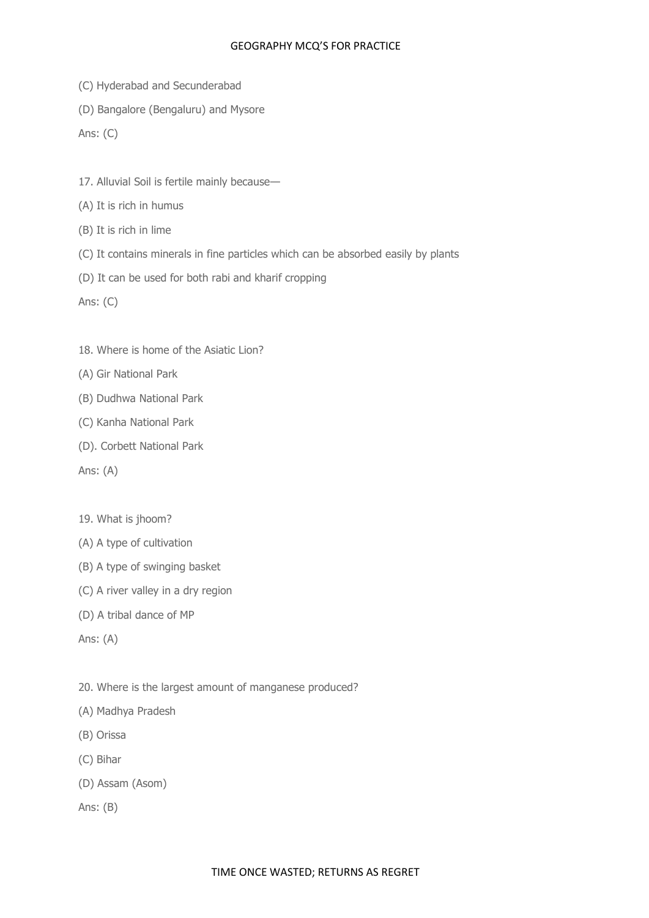(C) Hyderabad and Secunderabad

(D) Bangalore (Bengaluru) and Mysore

Ans: (C)

17. Alluvial Soil is fertile mainly because—

(A) It is rich in humus

(B) It is rich in lime

(C) It contains minerals in fine particles which can be absorbed easily by plants

(D) It can be used for both rabi and kharif cropping

Ans: (C)

18. Where is home of the Asiatic Lion?

(A) Gir National Park

(B) Dudhwa National Park

(C) Kanha National Park

(D). Corbett National Park

Ans: (A)

19. What is jhoom?

(A) A type of cultivation

(B) A type of swinging basket

(C) A river valley in a dry region

(D) A tribal dance of MP

Ans: (A)

20. Where is the largest amount of manganese produced?

(A) Madhya Pradesh

(B) Orissa

(C) Bihar

(D) Assam (Asom)

Ans: (B)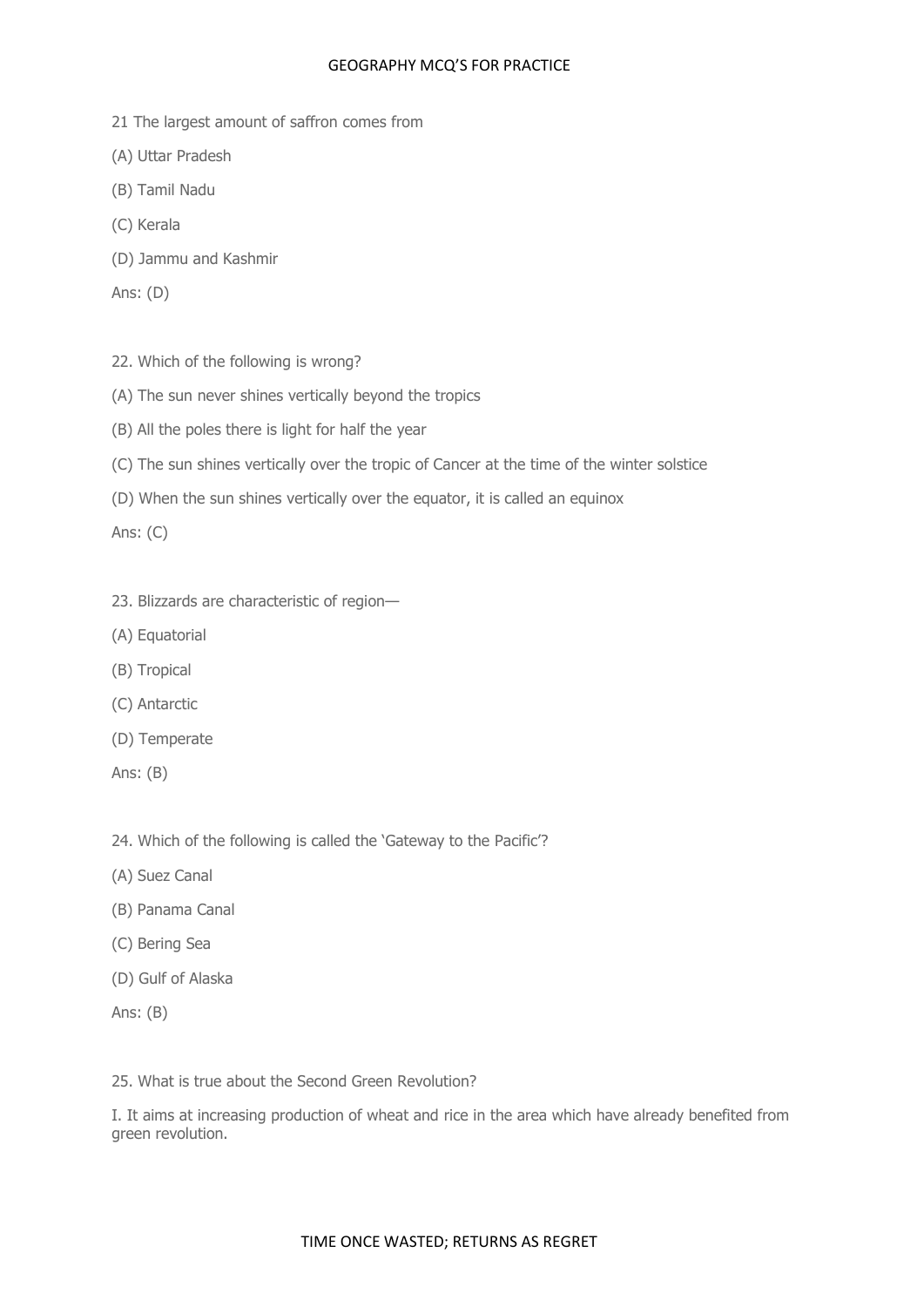21 The largest amount of saffron comes from

(A) Uttar Pradesh

(B) Tamil Nadu

(C) Kerala

(D) Jammu and Kashmir

Ans: (D)

22. Which of the following is wrong?

(A) The sun never shines vertically beyond the tropics

(B) All the poles there is light for half the year

(C) The sun shines vertically over the tropic of Cancer at the time of the winter solstice

(D) When the sun shines vertically over the equator, it is called an equinox

Ans: (C)

23. Blizzards are characteristic of region—

(A) Equatorial

(B) Tropical

(C) Antarctic

(D) Temperate

Ans: (B)

24. Which of the following is called the 'Gateway to the Pacific'?

(A) Suez Canal

(B) Panama Canal

(C) Bering Sea

(D) Gulf of Alaska

Ans: (B)

25. What is true about the Second Green Revolution?

I. It aims at increasing production of wheat and rice in the area which have already benefited from green revolution.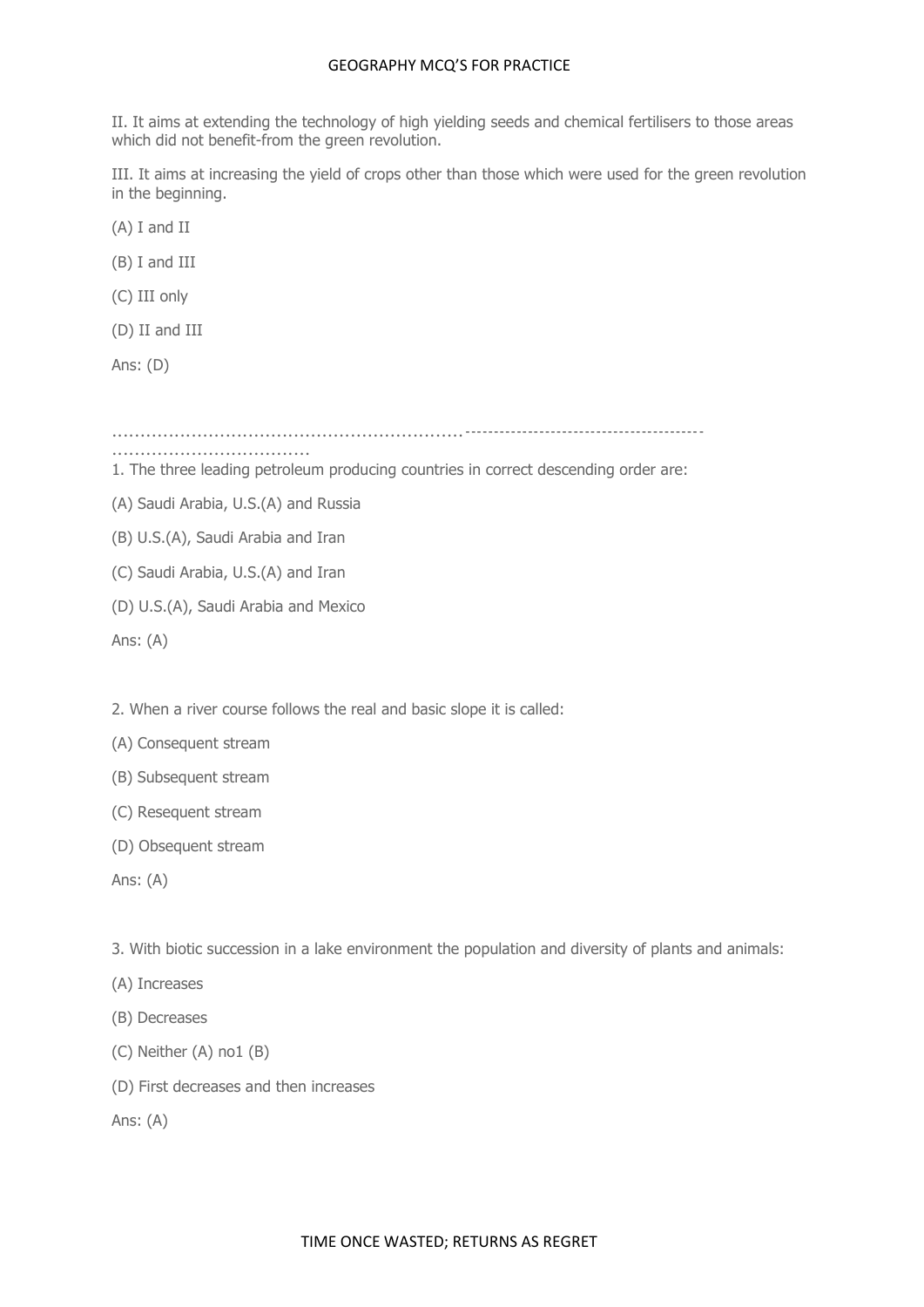II. It aims at extending the technology of high yielding seeds and chemical fertilisers to those areas which did not benefit-from the green revolution.

III. It aims at increasing the yield of crops other than those which were used for the green revolution in the beginning.

(A) I and II

(B) I and III

(C) III only

(D) II and III

Ans: (D)

……………………………………………………--------------------------------------------
……………………………

1. The three leading petroleum producing countries in correct descending order are:

(A) Saudi Arabia, U.S.(A) and Russia

(B) U.S.(A), Saudi Arabia and Iran

(C) Saudi Arabia, U.S.(A) and Iran

(D) U.S.(A), Saudi Arabia and Mexico

Ans: (A)

2. When a river course follows the real and basic slope it is called:

(A) Consequent stream

(B) Subsequent stream

(C) Resequent stream

(D) Obsequent stream

Ans: (A)

3. With biotic succession in a lake environment the population and diversity of plants and animals:

(A) Increases

(B) Decreases

(C) Neither (A) no1 (B)

(D) First decreases and then increases

Ans: (A)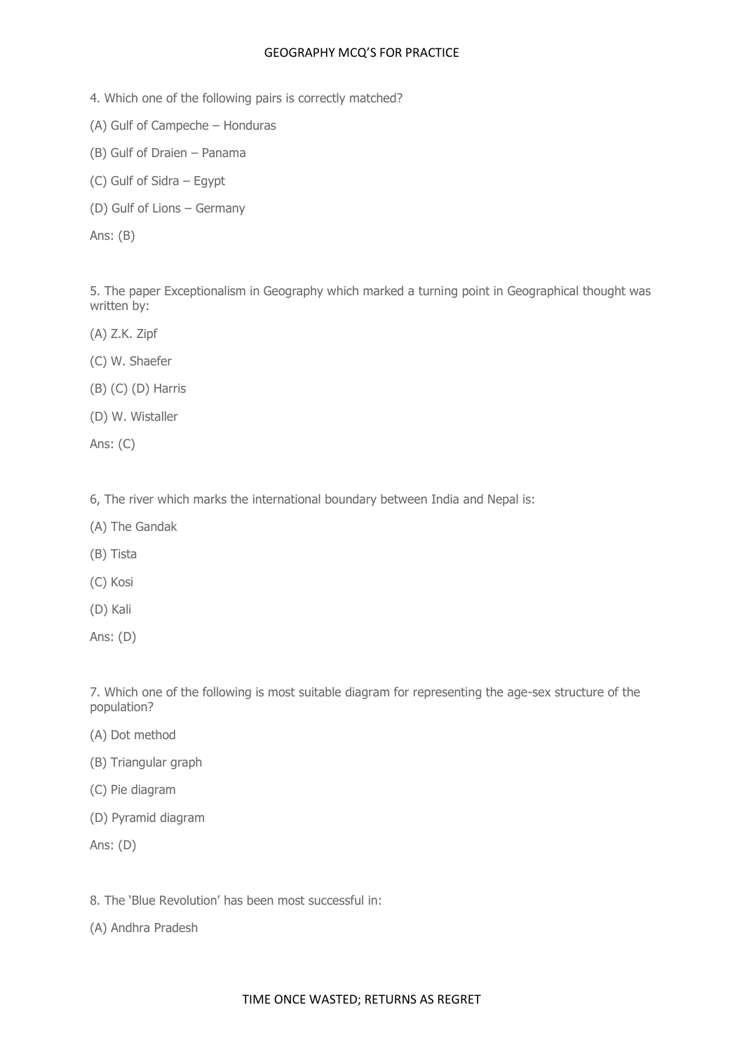4. Which one of the following pairs is correctly matched?

(A) Gulf of Campeche – Honduras

(B) Gulf of Draien – Panama

(C) Gulf of Sidra – Egypt

(D) Gulf of Lions – Germany

Ans: (B)

5. The paper Exceptionalism in Geography which marked a turning point in Geographical thought was written by:

(A) Z.K. Zipf

(C) W. Shaefer

(B) (C) (D) Harris

(D) W. Wistaller

Ans: (C)

6, The river which marks the international boundary between India and Nepal is:

(A) The Gandak

(B) Tista

(C) Kosi

(D) Kali

Ans: (D)

7. Which one of the following is most suitable diagram for representing the age-sex structure of the population?

(A) Dot method

(B) Triangular graph

(C) Pie diagram

(D) Pyramid diagram

Ans: (D)

8. The 'Blue Revolution' has been most successful in:

(A) Andhra Pradesh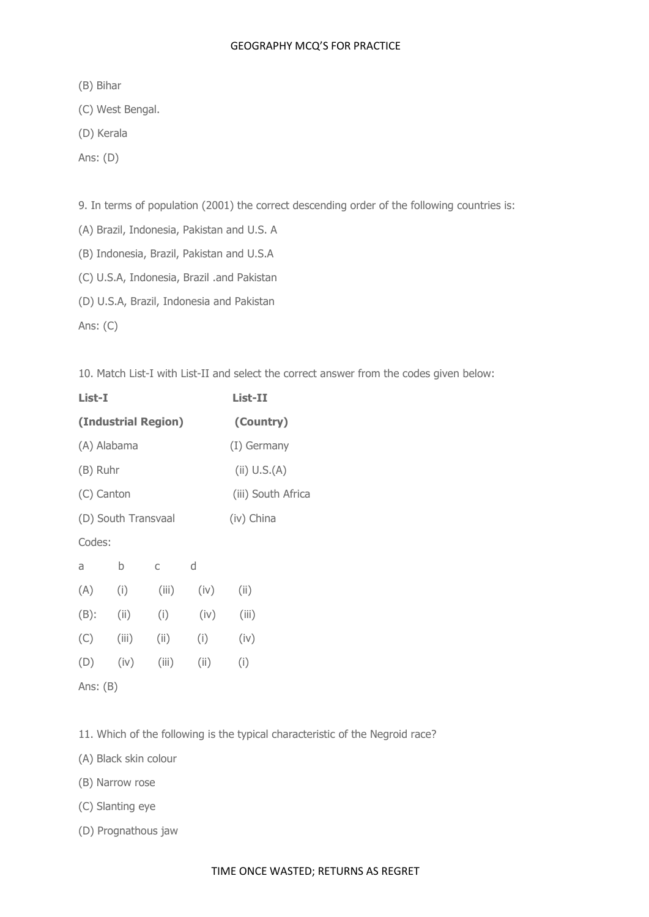(B) Bihar

(C) West Bengal.

(D) Kerala

Ans: (D)

9. In terms of population (2001) the correct descending order of the following countries is:

(A) Brazil, Indonesia, Pakistan and U.S. A

(B) Indonesia, Brazil, Pakistan and U.S.A

(C) U.S.A, Indonesia, Brazil .and Pakistan

(D) U.S.A, Brazil, Indonesia and Pakistan

Ans: (C)

10. Match List-I with List-II and select the correct answer from the codes given below:

| **List-I** | **List-II** |
|---|---|
| **(Industrial Region)** | **(Country)** |
| (A) Alabama | (I) Germany |
| (B) Ruhr | (ii) U.S.(A) |
| (C) Canton | (iii) South Africa |
| (D) South Transvaal | (iv) China |

Codes:

| | a | b | c | d |
|---|---|---|---|---|
| (A) | (i) | (iii) | (iv) | (ii) |
| (B): | (ii) | (i) | (iv) | (iii) |
| (C) | (iii) | (ii) | (i) | (iv) |
| (D) | (iv) | (iii) | (ii) | (i) |

Ans: (B)

11. Which of the following is the typical characteristic of the Negroid race?

(A) Black skin colour

(B) Narrow rose

(C) Slanting eye

(D) Prognathous jaw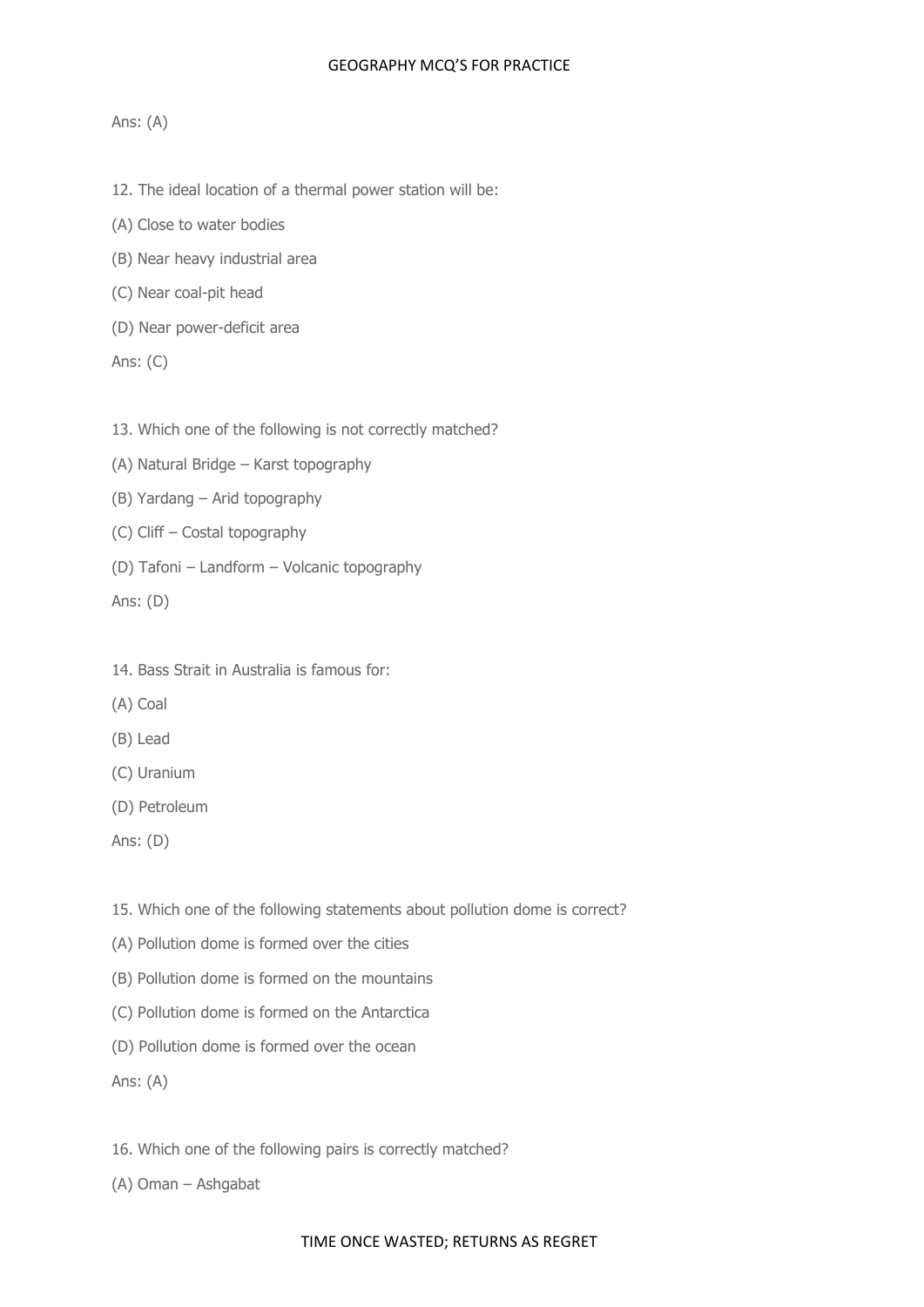Ans: (A)

12. The ideal location of a thermal power station will be:

(A) Close to water bodies

(B) Near heavy industrial area

(C) Near coal-pit head

(D) Near power-deficit area

Ans: (C)

13. Which one of the following is not correctly matched?

(A) Natural Bridge – Karst topography

(B) Yardang – Arid topography

(C) Cliff – Costal topography

(D) Tafoni – Landform – Volcanic topography

Ans: (D)

14. Bass Strait in Australia is famous for:

(A) Coal

(B) Lead

(C) Uranium

(D) Petroleum

Ans: (D)

15. Which one of the following statements about pollution dome is correct?

(A) Pollution dome is formed over the cities

(B) Pollution dome is formed on the mountains

(C) Pollution dome is formed on the Antarctica

(D) Pollution dome is formed over the ocean

Ans: (A)

16. Which one of the following pairs is correctly matched?

(A) Oman – Ashgabat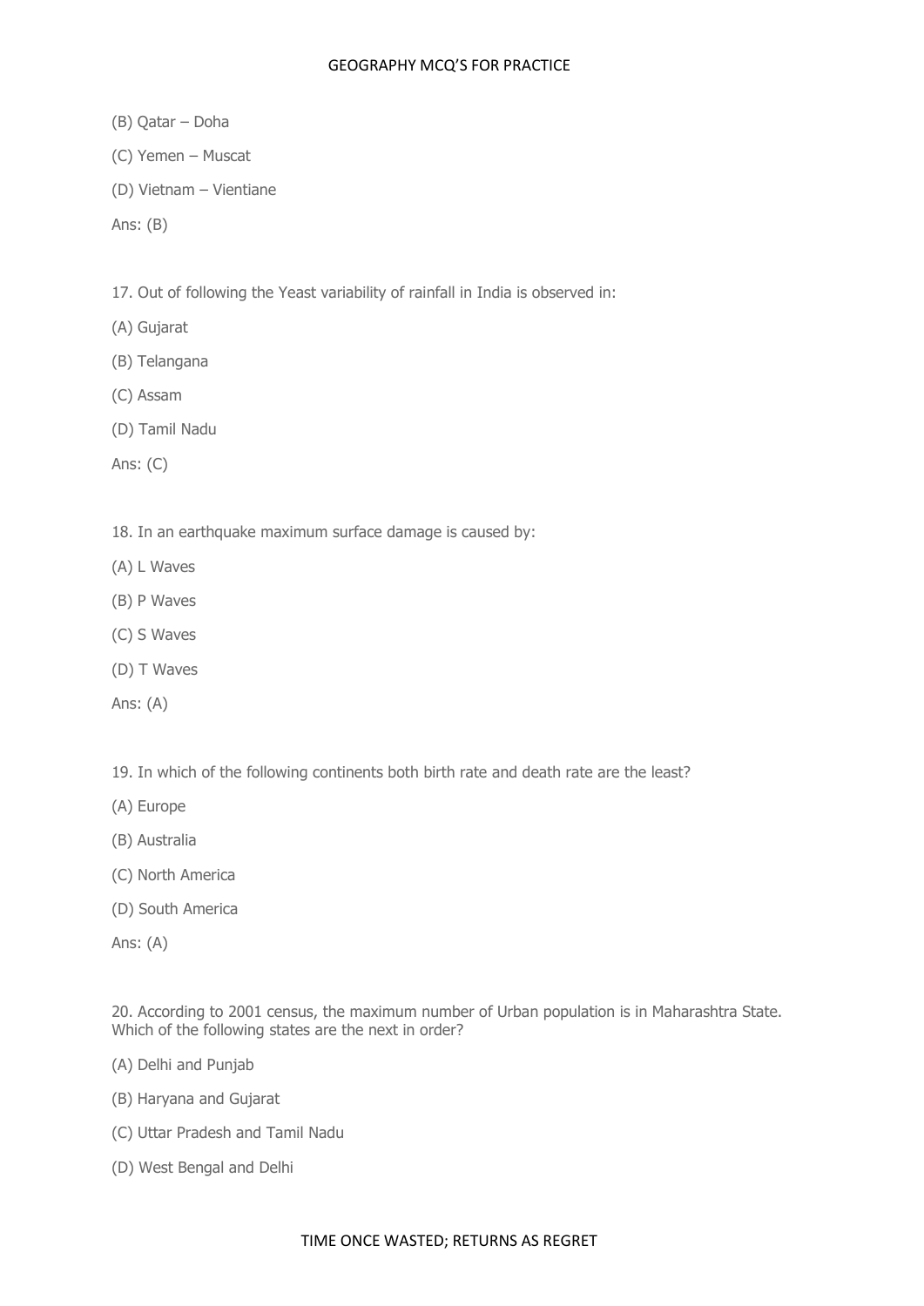(B) Qatar – Doha

(C) Yemen – Muscat

(D) Vietnam – Vientiane

Ans: (B)

17. Out of following the Yeast variability of rainfall in India is observed in:

(A) Gujarat

(B) Telangana

(C) Assam

(D) Tamil Nadu

Ans: (C)

18. In an earthquake maximum surface damage is caused by:

(A) L Waves

(B) P Waves

(C) S Waves

(D) T Waves

Ans: (A)

19. In which of the following continents both birth rate and death rate are the least?

(A) Europe

(B) Australia

(C) North America

(D) South America

Ans: (A)

20. According to 2001 census, the maximum number of Urban population is in Maharashtra State. Which of the following states are the next in order?

(A) Delhi and Punjab

(B) Haryana and Gujarat

(C) Uttar Pradesh and Tamil Nadu

(D) West Bengal and Delhi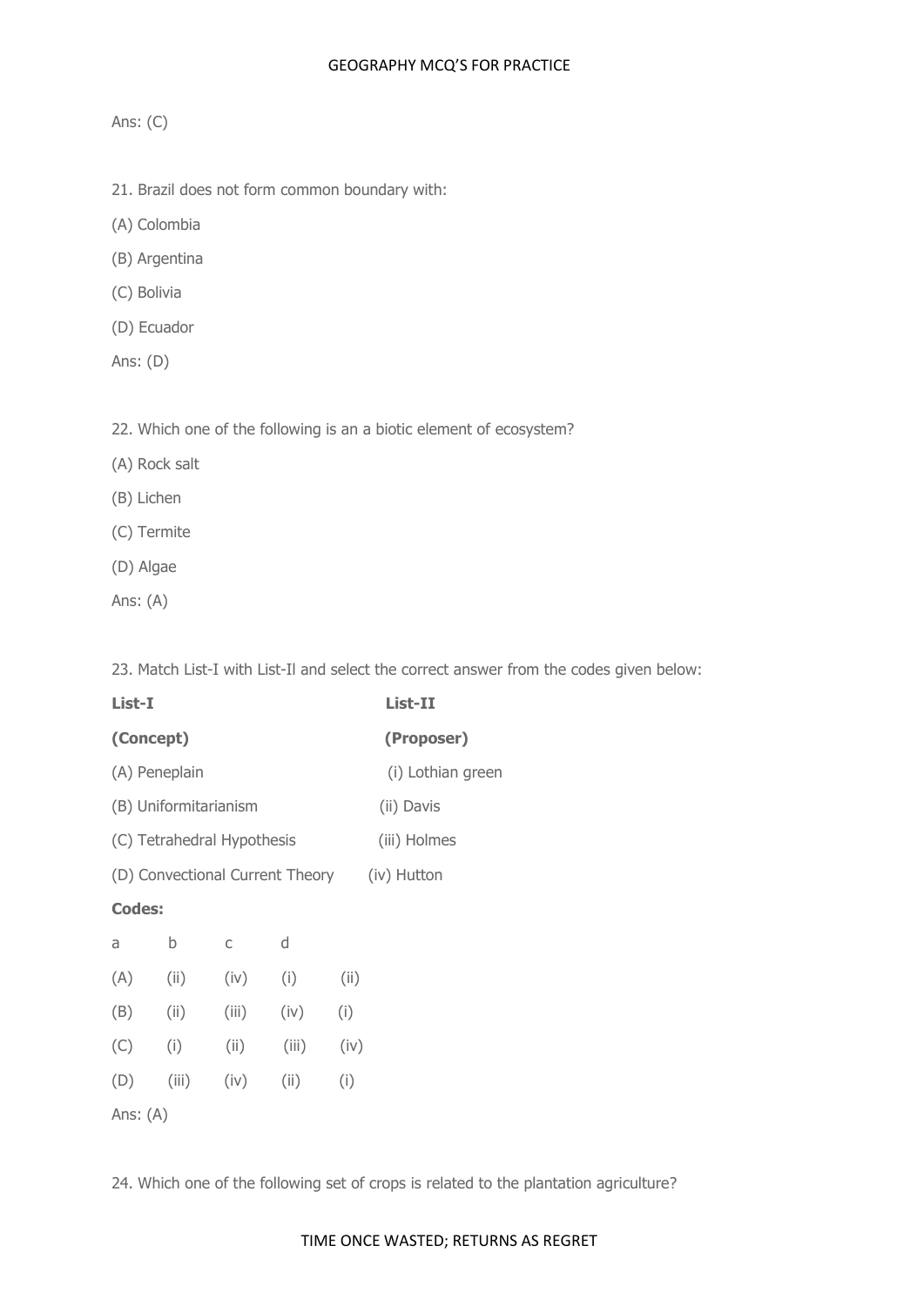Ans: (C)

21. Brazil does not form common boundary with:

(A) Colombia

(B) Argentina

(C) Bolivia

(D) Ecuador

Ans: (D)

22. Which one of the following is an a biotic element of ecosystem?

(A) Rock salt

(B) Lichen

(C) Termite

(D) Algae

Ans: (A)

23. Match List-I with List-Il and select the correct answer from the codes given below:

| **List-I** | **List-II** |
|---|---|
| **(Concept)** | **(Proposer)** |
| (A) Peneplain | (i) Lothian green |
| (B) Uniformitarianism | (ii) Davis |
| (C) Tetrahedral Hypothesis | (iii) Holmes |
| (D) Convectional Current Theory | (iv) Hutton |

**Codes:**

| | a | b | c | d |
|---|---|---|---|---|
| (A) | (ii) | (iv) | (i) | (ii) |
| (B) | (ii) | (iii) | (iv) | (i) |
| (C) | (i) | (ii) | (iii) | (iv) |
| (D) | (iii) | (iv) | (ii) | (i) |

Ans: (A)

24. Which one of the following set of crops is related to the plantation agriculture?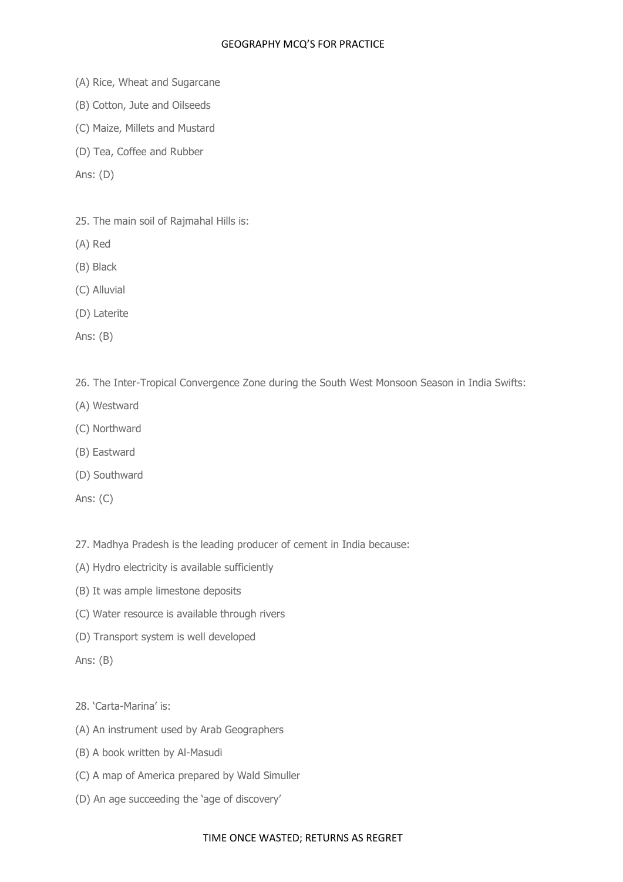(A) Rice, Wheat and Sugarcane

(B) Cotton, Jute and Oilseeds

(C) Maize, Millets and Mustard

(D) Tea, Coffee and Rubber

Ans: (D)

25. The main soil of Rajmahal Hills is:

(A) Red

(B) Black

(C) Alluvial

(D) Laterite

Ans: (B)

26. The Inter-Tropical Convergence Zone during the South West Monsoon Season in India Swifts:

(A) Westward

(C) Northward

(B) Eastward

(D) Southward

Ans: (C)

27. Madhya Pradesh is the leading producer of cement in India because:

(A) Hydro electricity is available sufficiently

(B) It was ample limestone deposits

(C) Water resource is available through rivers

(D) Transport system is well developed

Ans: (B)

28. 'Carta-Marina' is:

(A) An instrument used by Arab Geographers

(B) A book written by Al-Masudi

(C) A map of America prepared by Wald Simuller

(D) An age succeeding the 'age of discovery'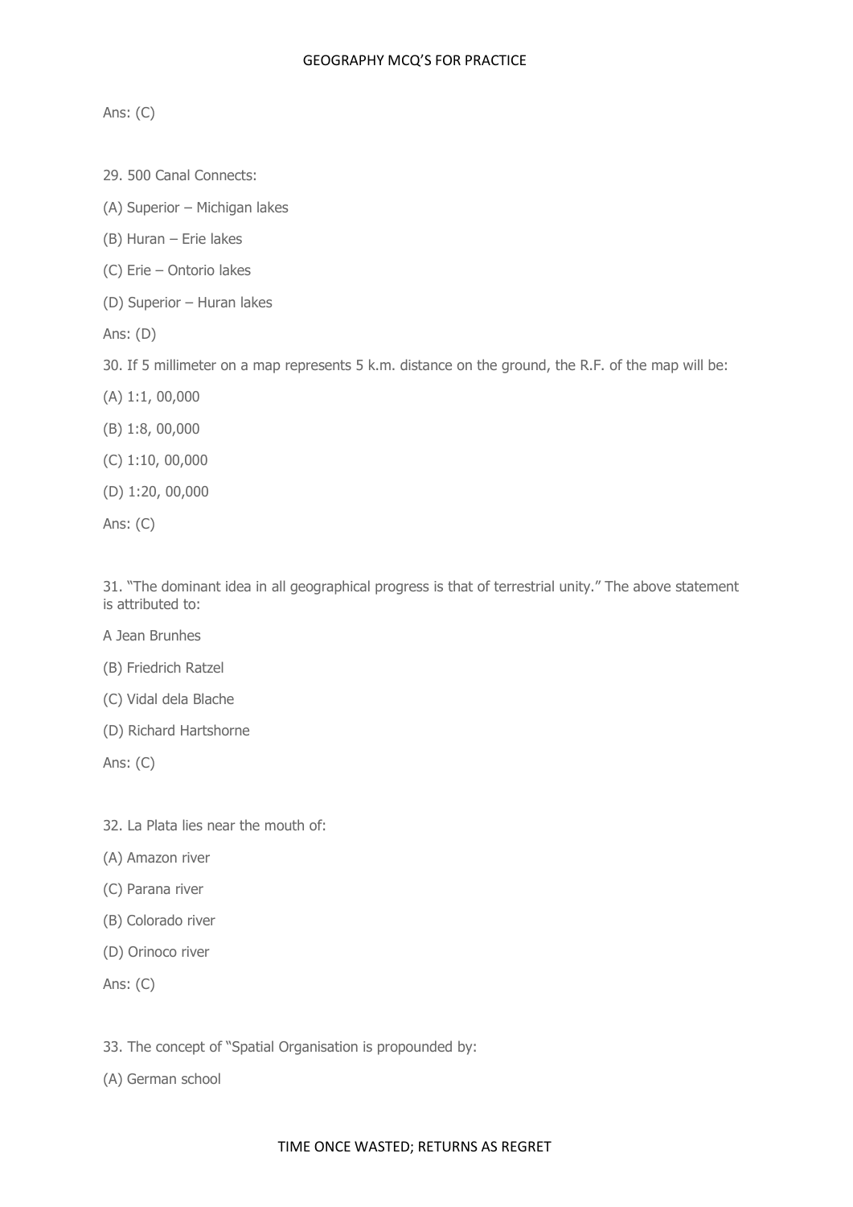Ans: (C)

29. 500 Canal Connects:

(A) Superior – Michigan lakes

(B) Huran – Erie lakes

(C) Erie – Ontorio lakes

(D) Superior – Huran lakes

Ans: (D)

30. If 5 millimeter on a map represents 5 k.m. distance on the ground, the R.F. of the map will be:

(A) 1:1, 00,000

(B) 1:8, 00,000

(C) 1:10, 00,000

(D) 1:20, 00,000

Ans: (C)

31. "The dominant idea in all geographical progress is that of terrestrial unity." The above statement is attributed to:

A Jean Brunhes

(B) Friedrich Ratzel

(C) Vidal dela Blache

(D) Richard Hartshorne

Ans: (C)

32. La Plata lies near the mouth of:

(A) Amazon river

(C) Parana river

(B) Colorado river

(D) Orinoco river

Ans: (C)

33. The concept of "Spatial Organisation is propounded by:

(A) German school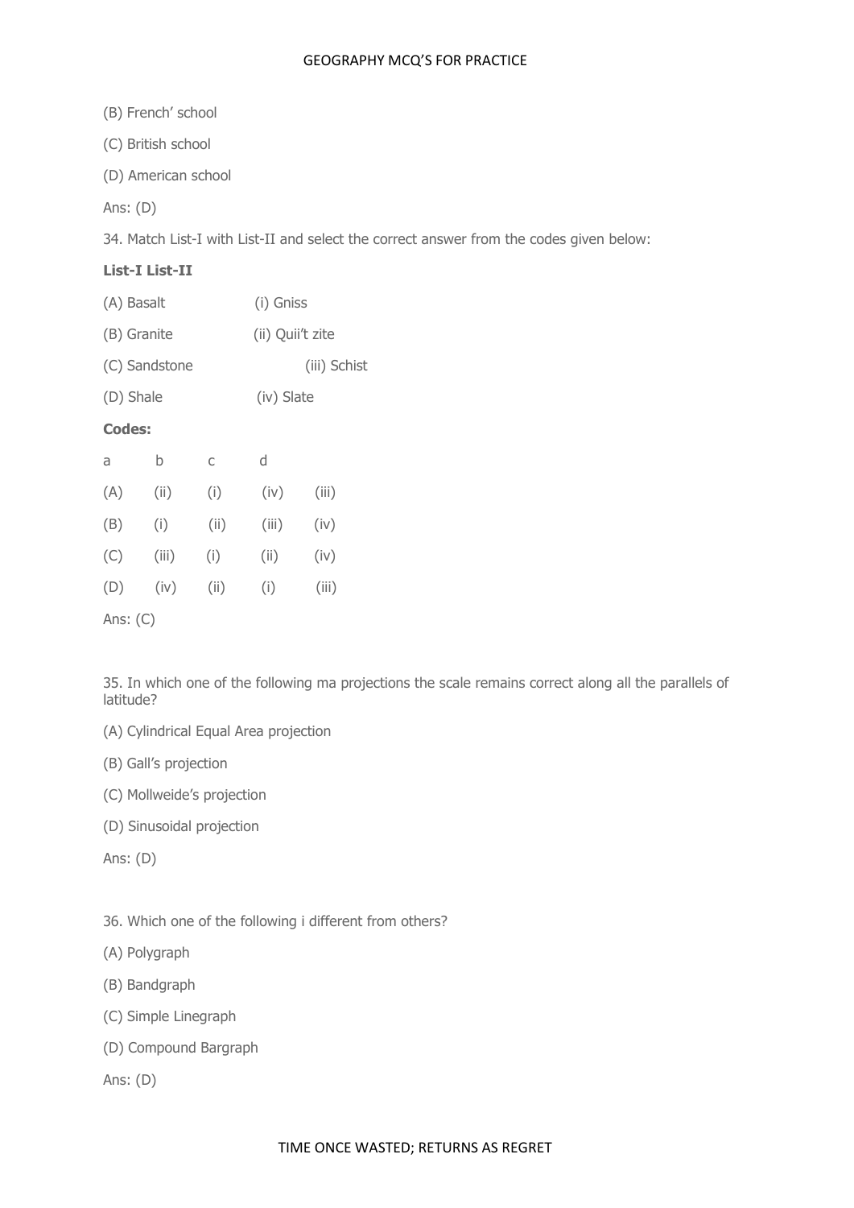(B) French' school

(C) British school

(D) American school

Ans: (D)

34. Match List-I with List-II and select the correct answer from the codes given below:

**List-I List-II**

(A) Basalt (i) Gniss

(B) Granite (ii) Quii't zite

(C) Sandstone (iii) Schist

(D) Shale (iv) Slate

**Codes:**

| | a | b | c | d |
|---|---|---|---|---|
| (A) | (ii) | (i) | (iv) | (iii) |
| (B) | (i) | (ii) | (iii) | (iv) |
| (C) | (iii) | (i) | (ii) | (iv) |
| (D) | (iv) | (ii) | (i) | (iii) |

Ans: (C)

35. In which one of the following ma projections the scale remains correct along all the parallels of latitude?

(A) Cylindrical Equal Area projection

(B) Gall's projection

(C) Mollweide's projection

(D) Sinusoidal projection

Ans: (D)

36. Which one of the following i different from others?

(A) Polygraph

(B) Bandgraph

(C) Simple Linegraph

(D) Compound Bargraph

Ans: (D)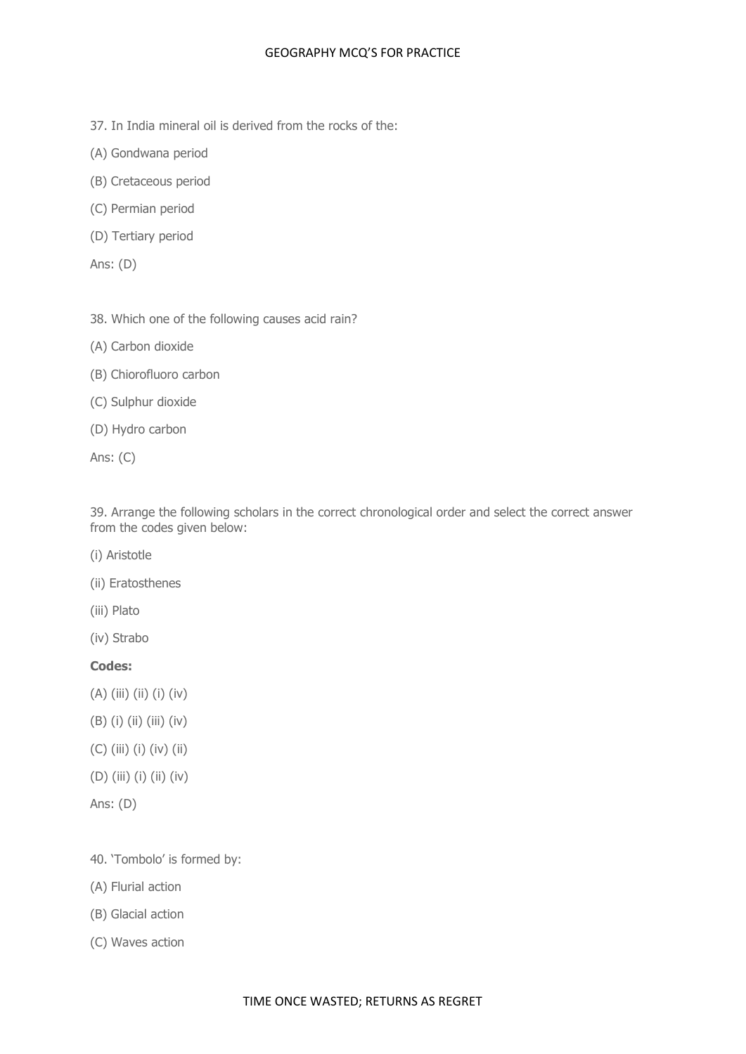37. In India mineral oil is derived from the rocks of the:

(A) Gondwana period

(B) Cretaceous period

(C) Permian period

(D) Tertiary period

Ans: (D)

38. Which one of the following causes acid rain?

(A) Carbon dioxide

(B) Chiorofluoro carbon

(C) Sulphur dioxide

(D) Hydro carbon

Ans: (C)

39. Arrange the following scholars in the correct chronological order and select the correct answer from the codes given below:

(i) Aristotle

(ii) Eratosthenes

(iii) Plato

(iv) Strabo

**Codes:**

(A) (iii) (ii) (i) (iv)

(B) (i) (ii) (iii) (iv)

(C) (iii) (i) (iv) (ii)

(D) (iii) (i) (ii) (iv)

Ans: (D)

40. 'Tombolo' is formed by:

(A) Flurial action

(B) Glacial action

(C) Waves action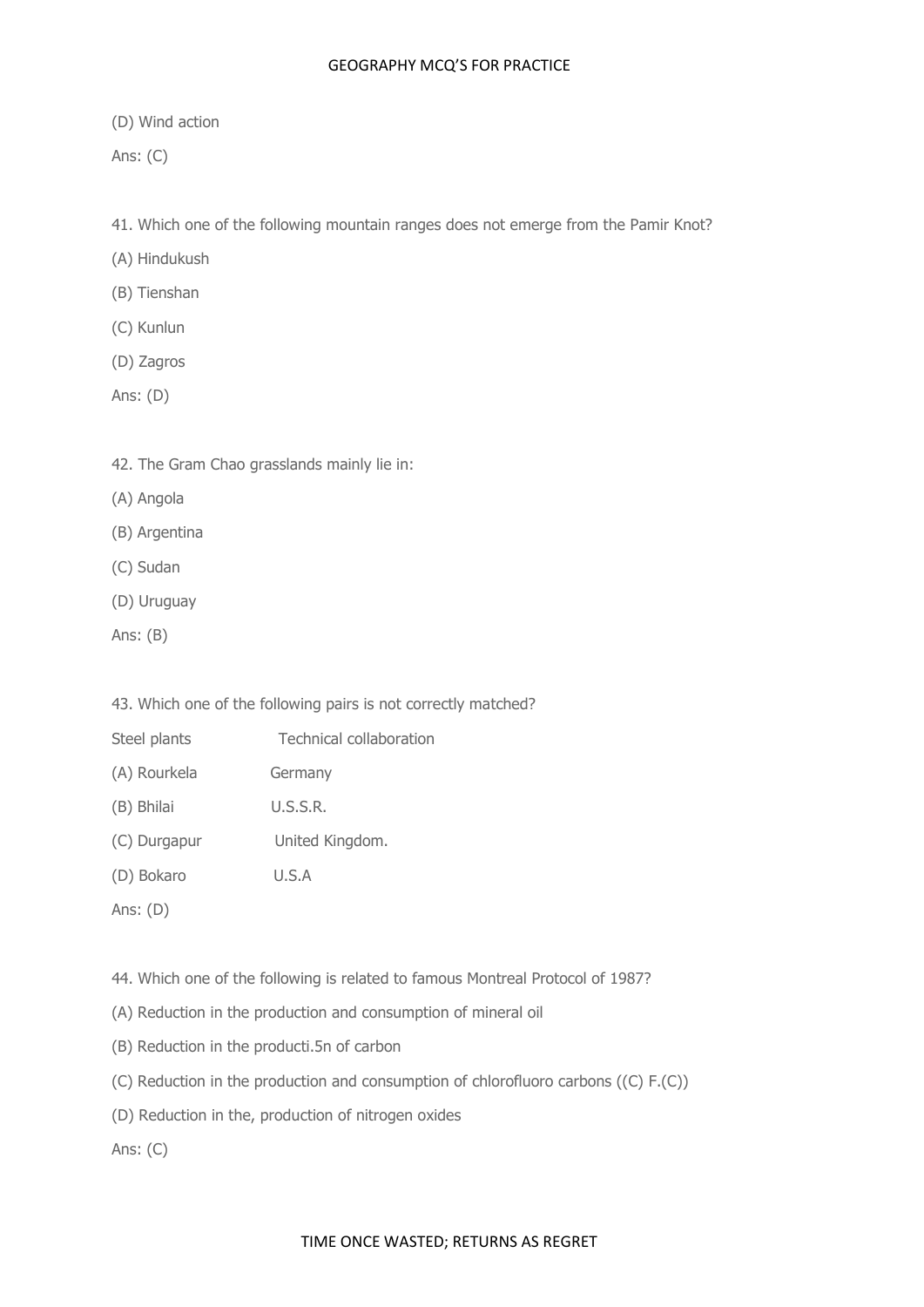(D) Wind action

Ans: (C)

41. Which one of the following mountain ranges does not emerge from the Pamir Knot?

(A) Hindukush

(B) Tienshan

(C) Kunlun

(D) Zagros

Ans: (D)

42. The Gram Chao grasslands mainly lie in:

(A) Angola

(B) Argentina

(C) Sudan

(D) Uruguay

Ans: (B)

43. Which one of the following pairs is not correctly matched?

| Steel plants | Technical collaboration |
|---|---|
| (A) Rourkela | Germany |
| (B) Bhilai | U.S.S.R. |
| (C) Durgapur | United Kingdom. |
| (D) Bokaro | U.S.A |

Ans: (D)

44. Which one of the following is related to famous Montreal Protocol of 1987?

(A) Reduction in the production and consumption of mineral oil

(B) Reduction in the producti.5n of carbon

(C) Reduction in the production and consumption of chlorofluoro carbons ((C) F.(C))

(D) Reduction in the, production of nitrogen oxides

Ans: (C)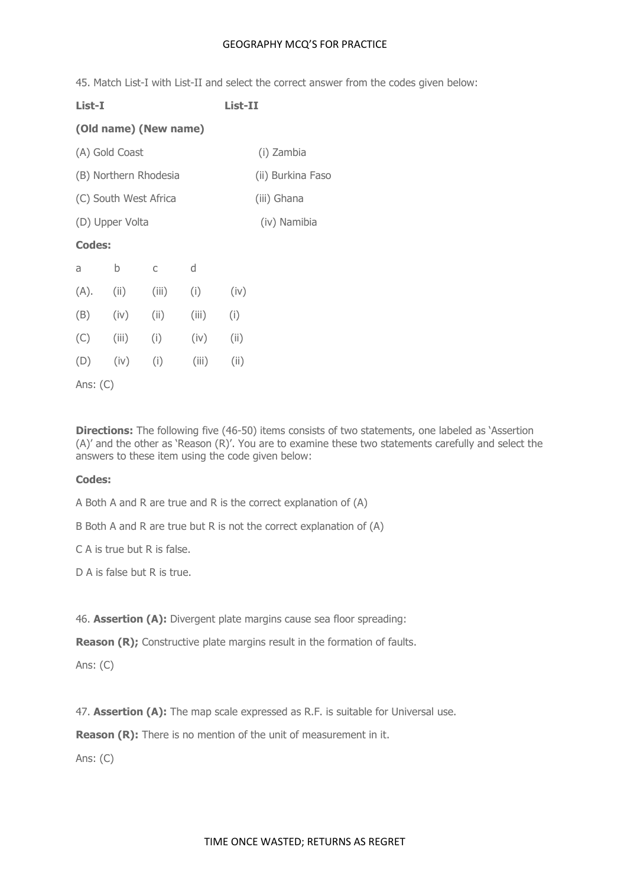45. Match List-I with List-II and select the correct answer from the codes given below:

| List-I (Old name) | List-II (New name) |
|---|---|
| (A) Gold Coast | (i) Zambia |
| (B) Northern Rhodesia | (ii) Burkina Faso |
| (C) South West Africa | (iii) Ghana |
| (D) Upper Volta | (iv) Namibia |

**Codes:**

| | a | b | c | d |
|---|---|---|---|---|
| (A). | (ii) | (iii) | (i) | (iv) |
| (B) | (iv) | (ii) | (iii) | (i) |
| (C) | (iii) | (i) | (iv) | (ii) |
| (D) | (iv) | (i) | (iii) | (ii) |

Ans: (C)

**Directions:** The following five (46-50) items consists of two statements, one labeled as 'Assertion (A)' and the other as 'Reason (R)'. You are to examine these two statements carefully and select the answers to these item using the code given below:

**Codes:**

A Both A and R are true and R is the correct explanation of (A)

B Both A and R are true but R is not the correct explanation of (A)

C A is true but R is false.

D A is false but R is true.

46. **Assertion (A):** Divergent plate margins cause sea floor spreading:

**Reason (R);** Constructive plate margins result in the formation of faults.

Ans: (C)

47. **Assertion (A):** The map scale expressed as R.F. is suitable for Universal use.

**Reason (R):** There is no mention of the unit of measurement in it.

Ans: (C)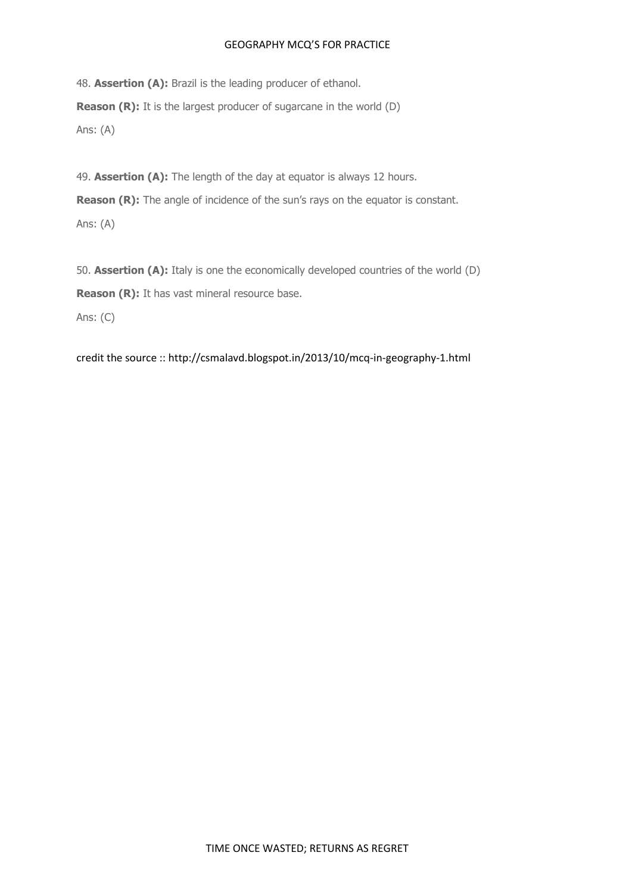48. **Assertion (A):** Brazil is the leading producer of ethanol.

**Reason (R):** It is the largest producer of sugarcane in the world (D)

Ans: (A)

49. **Assertion (A):** The length of the day at equator is always 12 hours.

**Reason (R):** The angle of incidence of the sun's rays on the equator is constant.

Ans: (A)

50. **Assertion (A):** Italy is one the economically developed countries of the world (D)

**Reason (R):** It has vast mineral resource base.

Ans: (C)

credit the source :: http://csmalavd.blogspot.in/2013/10/mcq-in-geography-1.html